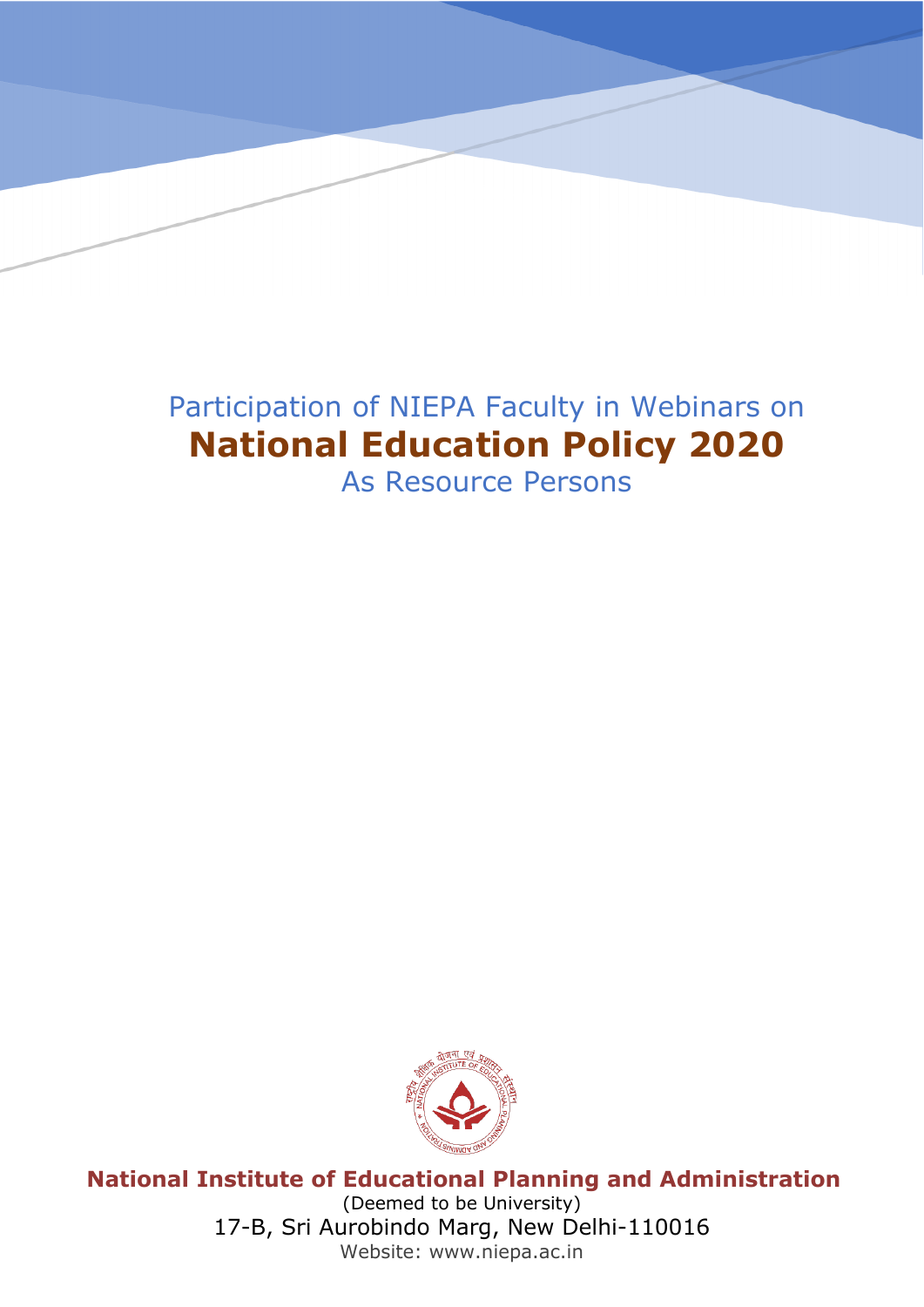Participation of NIEPA Faculty in Webinars on

# National Education Policy 2020

As Resource Persons

**National Institute of Educational Planning and Administration**

(Deemed to be University)

17-B, Sri Aurobindo Marg, New Delhi-110016

Website: www.niepa.ac.in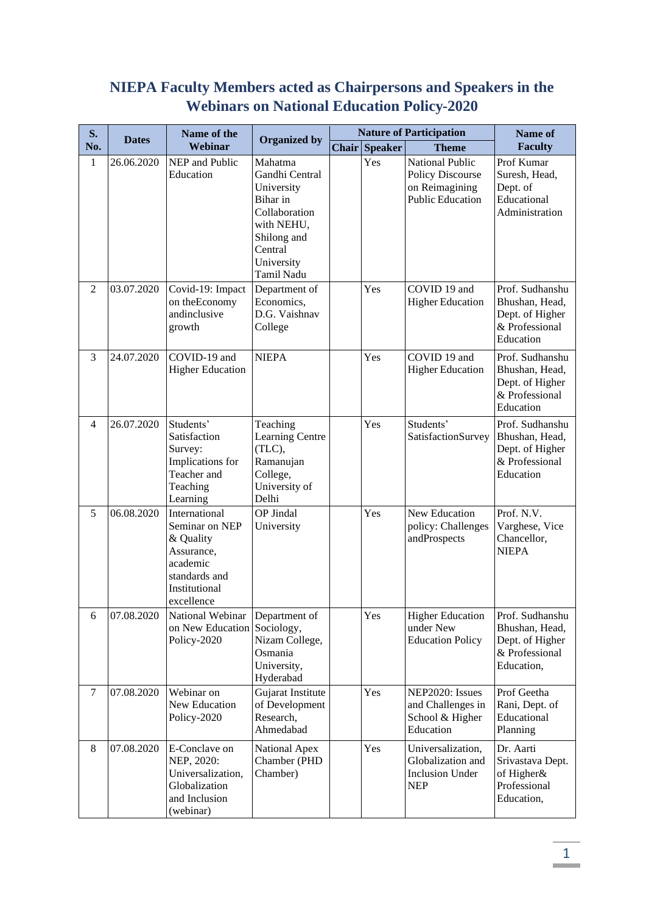# NIEPA Faculty Members acted as Chairpersons and Speakers in the Webinars on National Education Policy-2020

| S. No. | Dates | Name of the Webinar | Organized by | Nature of Participation | | | Name of Faculty |
|---|---|---|---|---|---|---|---|
| | | | | Chair | Speaker | Theme | |
| 1 | 26.06.2020 | NEP and Public Education | Mahatma Gandhi Central University Bihar in Collaboration with NEHU, Shilong and Central University Tamil Nadu | | Yes | National Public Policy Discourse on Reimagining Public Education | Prof Kumar Suresh, Head, Dept. of Educational Administration |
| 2 | 03.07.2020 | Covid-19: Impact on theEconomy andinclusive growth | Department of Economics, D.G. Vaishnav College | | Yes | COVID 19 and Higher Education | Prof. Sudhanshu Bhushan, Head, Dept. of Higher & Professional Education |
| 3 | 24.07.2020 | COVID-19 and Higher Education | NIEPA | | Yes | COVID 19 and Higher Education | Prof. Sudhanshu Bhushan, Head, Dept. of Higher & Professional Education |
| 4 | 26.07.2020 | Students' Satisfaction Survey: Implications for Teacher and Teaching Learning | Teaching Learning Centre (TLC), Ramanujan College, University of Delhi | | Yes | Students' SatisfactionSurvey | Prof. Sudhanshu Bhushan, Head, Dept. of Higher & Professional Education |
| 5 | 06.08.2020 | International Seminar on NEP & Quality Assurance, academic standards and Institutional excellence | OP Jindal University | | Yes | New Education policy: Challenges andProspects | Prof. N.V. Varghese, Vice Chancellor, NIEPA |
| 6 | 07.08.2020 | National Webinar on New Education Policy-2020 | Department of Sociology, Nizam College, Osmania University, Hyderabad | | Yes | Higher Education under New Education Policy | Prof. Sudhanshu Bhushan, Head, Dept. of Higher & Professional Education, |
| 7 | 07.08.2020 | Webinar on New Education Policy-2020 | Gujarat Institute of Development Research, Ahmedabad | | Yes | NEP2020: Issues and Challenges in School & Higher Education | Prof Geetha Rani, Dept. of Educational Planning |
| 8 | 07.08.2020 | E-Conclave on NEP, 2020: Universalization, Globalization and Inclusion (webinar) | National Apex Chamber (PHD Chamber) | | Yes | Universalization, Globalization and Inclusion Under NEP | Dr. Aarti Srivastava Dept. of Higher& Professional Education, |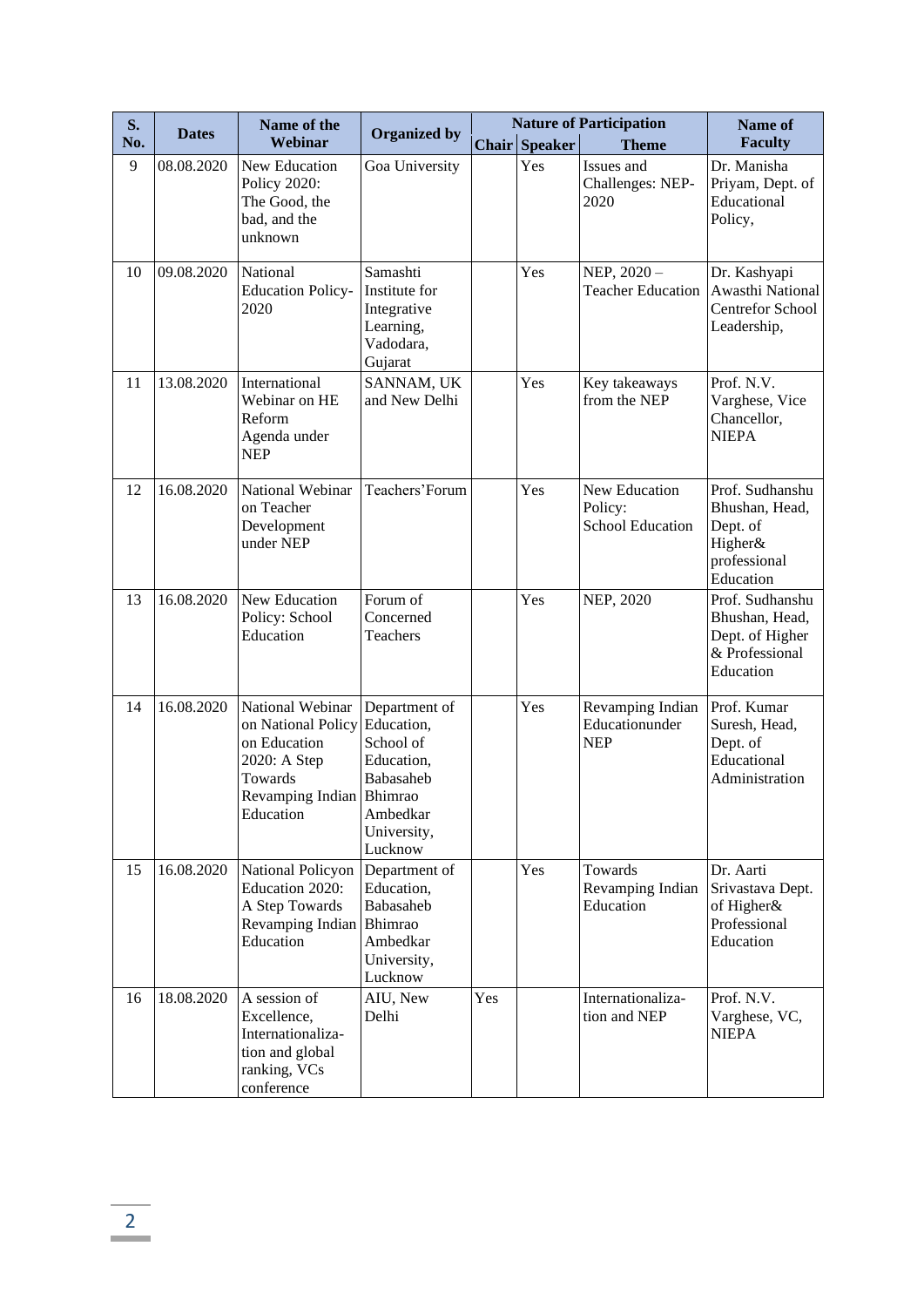| S. No. | Dates | Name of the Webinar | Organized by | Nature of Participation | | | Name of Faculty |
|---|---|---|---|---|---|---|---|
| | | | | Chair | Speaker | Theme | |
| 9 | 08.08.2020 | New Education Policy 2020: The Good, the bad, and the unknown | Goa University | | Yes | Issues and Challenges: NEP-2020 | Dr. Manisha Priyam, Dept. of Educational Policy, |
| 10 | 09.08.2020 | National Education Policy-2020 | Samashti Institute for Integrative Learning, Vadodara, Gujarat | | Yes | NEP, 2020 – Teacher Education | Dr. Kashyapi Awasthi National Centrefor School Leadership, |
| 11 | 13.08.2020 | International Webinar on HE Reform Agenda under NEP | SANNAM, UK and New Delhi | | Yes | Key takeaways from the NEP | Prof. N.V. Varghese, Vice Chancellor, NIEPA |
| 12 | 16.08.2020 | National Webinar on Teacher Development under NEP | Teachers'Forum | | Yes | New Education Policy: School Education | Prof. Sudhanshu Bhushan, Head, Dept. of Higher& professional Education |
| 13 | 16.08.2020 | New Education Policy: School Education | Forum of Concerned Teachers | | Yes | NEP, 2020 | Prof. Sudhanshu Bhushan, Head, Dept. of Higher & Professional Education |
| 14 | 16.08.2020 | National Webinar on National Policy on Education 2020: A Step Towards Revamping Indian Education | Department of Education, School of Education, Babasaheb Bhimrao Ambedkar University, Lucknow | | Yes | Revamping Indian Educationunder NEP | Prof. Kumar Suresh, Head, Dept. of Educational Administration |
| 15 | 16.08.2020 | National Policyon Education 2020: A Step Towards Revamping Indian Education | Department of Education, Babasaheb Bhimrao Ambedkar University, Lucknow | | Yes | Towards Revamping Indian Education | Dr. Aarti Srivastava Dept. of Higher& Professional Education |
| 16 | 18.08.2020 | A session of Excellence, Internationaliza-tion and global ranking, VCs conference | AIU, New Delhi | Yes | | Internationaliza-tion and NEP | Prof. N.V. Varghese, VC, NIEPA |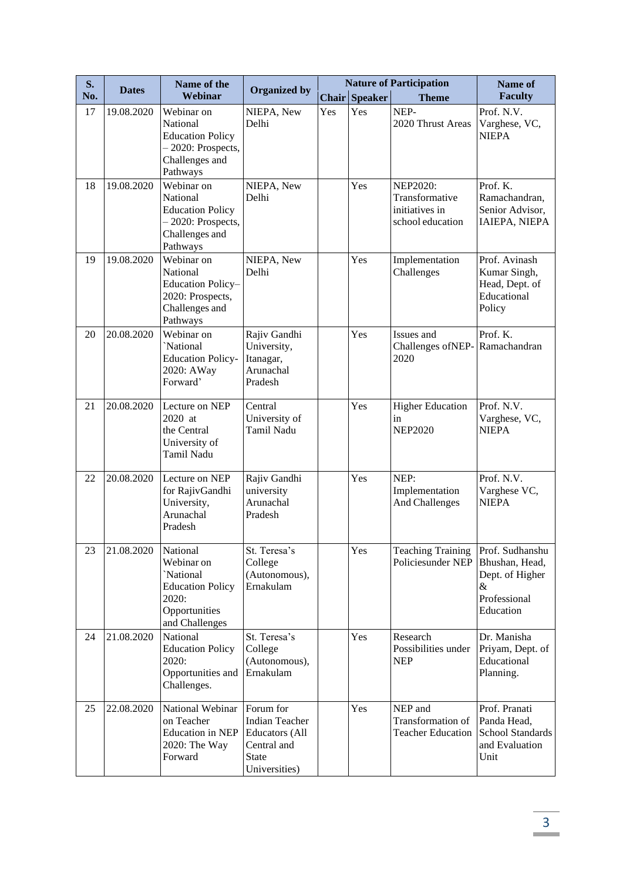| S. No. | Dates | Name of the Webinar | Organized by | Nature of Participation | | | Name of Faculty |
|---|---|---|---|---|---|---|---|
| | | | | Chair | Speaker | Theme | |
| 17 | 19.08.2020 | Webinar on National Education Policy – 2020: Prospects, Challenges and Pathways | NIEPA, New Delhi | Yes | Yes | NEP-2020 Thrust Areas | Prof. N.V. Varghese, VC, NIEPA |
| 18 | 19.08.2020 | Webinar on National Education Policy – 2020: Prospects, Challenges and Pathways | NIEPA, New Delhi | | Yes | NEP2020: Transformative initiatives in school education | Prof. K. Ramachandran, Senior Advisor, IAIEPA, NIEPA |
| 19 | 19.08.2020 | Webinar on National Education Policy–2020: Prospects, Challenges and Pathways | NIEPA, New Delhi | | Yes | Implementation Challenges | Prof. Avinash Kumar Singh, Head, Dept. of Educational Policy |
| 20 | 20.08.2020 | Webinar on `National Education Policy-2020: AWay Forward' | Rajiv Gandhi University, Itanagar, Arunachal Pradesh | | Yes | Issues and Challenges ofNEP-2020 | Prof. K. Ramachandran |
| 21 | 20.08.2020 | Lecture on NEP 2020 at the Central University of Tamil Nadu | Central University of Tamil Nadu | | Yes | Higher Education in NEP2020 | Prof. N.V. Varghese, VC, NIEPA |
| 22 | 20.08.2020 | Lecture on NEP for RajivGandhi University, Arunachal Pradesh | Rajiv Gandhi university Arunachal Pradesh | | Yes | NEP: Implementation And Challenges | Prof. N.V. Varghese VC, NIEPA |
| 23 | 21.08.2020 | National Webinar on `National Education Policy 2020: Opportunities and Challenges | St. Teresa's College (Autonomous), Ernakulam | | Yes | Teaching Training Policiesunder NEP | Prof. Sudhanshu Bhushan, Head, Dept. of Higher & Professional Education |
| 24 | 21.08.2020 | National Education Policy 2020: Opportunities and Challenges. | St. Teresa's College (Autonomous), Ernakulam | | Yes | Research Possibilities under NEP | Dr. Manisha Priyam, Dept. of Educational Planning. |
| 25 | 22.08.2020 | National Webinar on Teacher Education in NEP 2020: The Way Forward | Forum for Indian Teacher Educators (All Central and State Universities) | | Yes | NEP and Transformation of Teacher Education | Prof. Pranati Panda Head, School Standards and Evaluation Unit |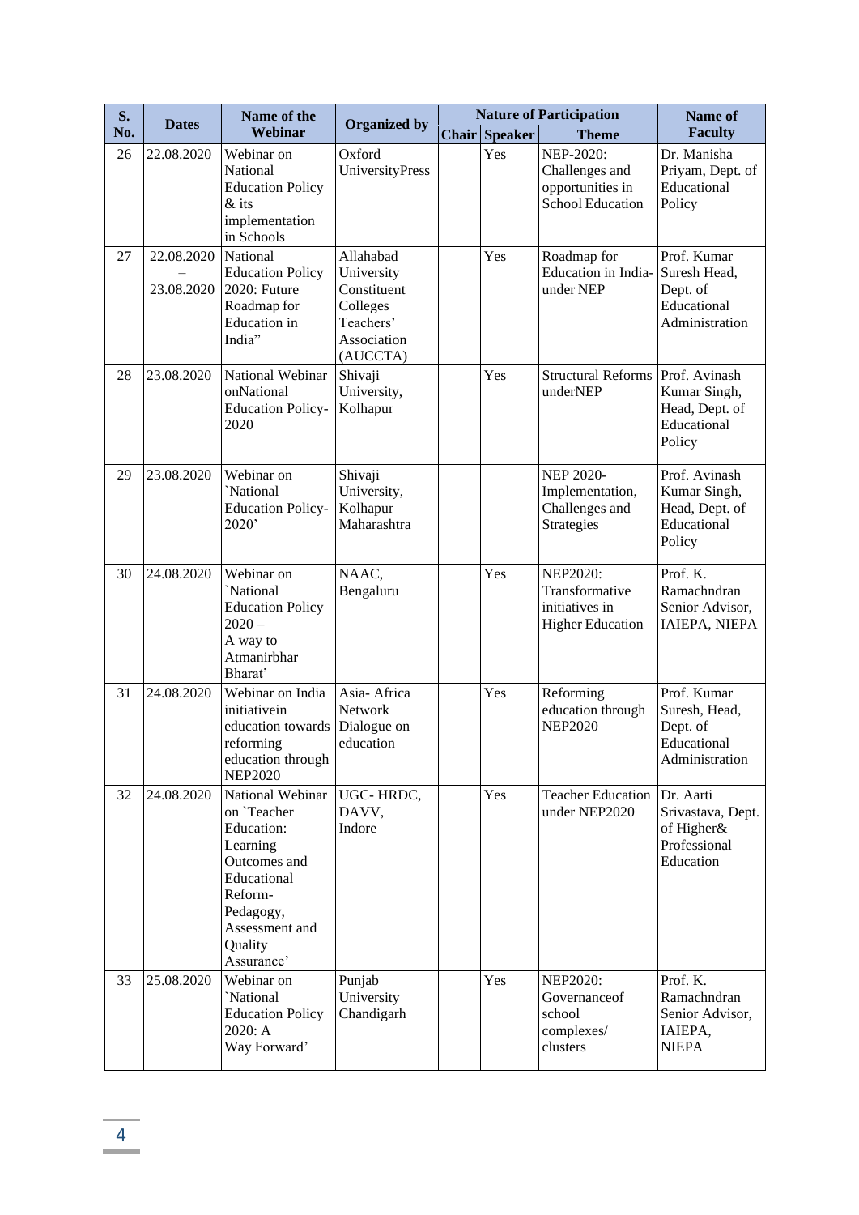| S. No. | Dates | Name of the Webinar | Organized by | Nature of Participation | | | Name of Faculty |
|---|---|---|---|---|---|---|---|
| | | | | Chair | Speaker | Theme | |
| 26 | 22.08.2020 | Webinar on National Education Policy & its implementation in Schools | Oxford UniversityPress | | Yes | NEP-2020: Challenges and opportunities in School Education | Dr. Manisha Priyam, Dept. of Educational Policy |
| 27 | 22.08.2020 – 23.08.2020 | National Education Policy 2020: Future Roadmap for Education in India" | Allahabad University Constituent Colleges Teachers' Association (AUCCTA) | | Yes | Roadmap for Education in India- under NEP | Prof. Kumar Suresh Head, Dept. of Educational Administration |
| 28 | 23.08.2020 | National Webinar onNational Education Policy-2020 | Shivaji University, Kolhapur | | Yes | Structural Reforms underNEP | Prof. Avinash Kumar Singh, Head, Dept. of Educational Policy |
| 29 | 23.08.2020 | Webinar on `National Education Policy-2020' | Shivaji University, Kolhapur Maharashtra | | | NEP 2020- Implementation, Challenges and Strategies | Prof. Avinash Kumar Singh, Head, Dept. of Educational Policy |
| 30 | 24.08.2020 | Webinar on `National Education Policy 2020 – A way to Atmanirbhar Bharat' | NAAC, Bengaluru | | Yes | NEP2020: Transformative initiatives in Higher Education | Prof. K. Ramachndran Senior Advisor, IAIEPA, NIEPA |
| 31 | 24.08.2020 | Webinar on India initiativein education towards reforming education through NEP2020 | Asia- Africa Network Dialogue on education | | Yes | Reforming education through NEP2020 | Prof. Kumar Suresh, Head, Dept. of Educational Administration |
| 32 | 24.08.2020 | National Webinar on `Teacher Education: Learning Outcomes and Educational Reform- Pedagogy, Assessment and Quality Assurance' | UGC- HRDC, DAVV, Indore | | Yes | Teacher Education under NEP2020 | Dr. Aarti Srivastava, Dept. of Higher& Professional Education |
| 33 | 25.08.2020 | Webinar on `National Education Policy 2020: A Way Forward' | Punjab University Chandigarh | | Yes | NEP2020: Governanceof school complexes/ clusters | Prof. K. Ramachndran Senior Advisor, IAIEPA, NIEPA |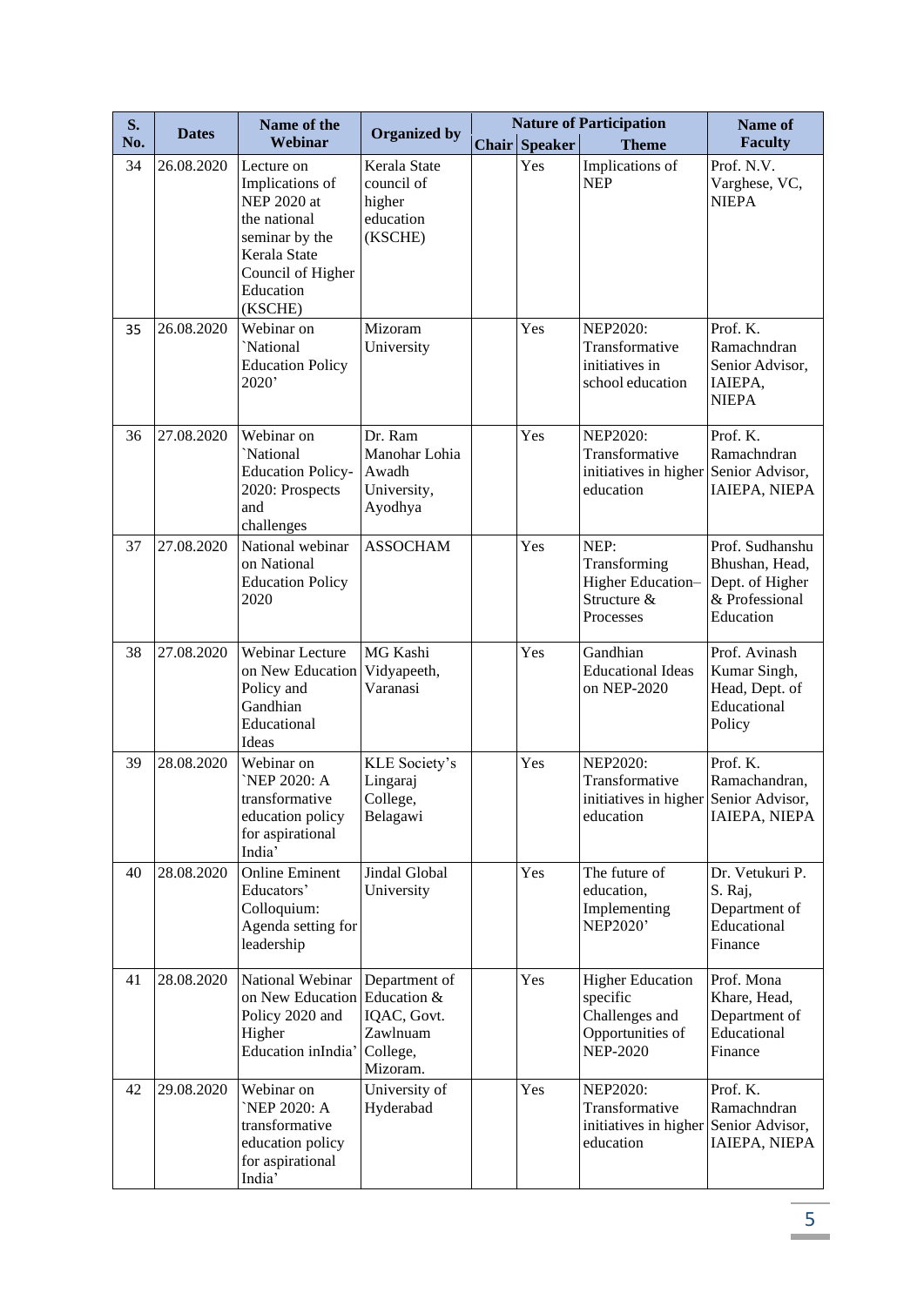| S. No. | Dates | Name of the Webinar | Organized by | Nature of Participation | | | Name of Faculty |
|---|---|---|---|---|---|---|---|
| | | | | Chair | Speaker | Theme | |
| 34 | 26.08.2020 | Lecture on Implications of NEP 2020 at the national seminar by the Kerala State Council of Higher Education (KSCHE) | Kerala State council of higher education (KSCHE) | | Yes | Implications of NEP | Prof. N.V. Varghese, VC, NIEPA |
| 35 | 26.08.2020 | Webinar on `National Education Policy 2020' | Mizoram University | | Yes | NEP2020: Transformative initiatives in school education | Prof. K. Ramachndran Senior Advisor, IAIEPA, NIEPA |
| 36 | 27.08.2020 | Webinar on `National Education Policy-2020: Prospects and challenges | Dr. Ram Manohar Lohia Awadh University, Ayodhya | | Yes | NEP2020: Transformative initiatives in higher education | Prof. K. Ramachndran Senior Advisor, IAIEPA, NIEPA |
| 37 | 27.08.2020 | National webinar on National Education Policy 2020 | ASSOCHAM | | Yes | NEP: Transforming Higher Education– Structure & Processes | Prof. Sudhanshu Bhushan, Head, Dept. of Higher & Professional Education |
| 38 | 27.08.2020 | Webinar Lecture on New Education Policy and Gandhian Educational Ideas | MG Kashi Vidyapeeth, Varanasi | | Yes | Gandhian Educational Ideas on NEP-2020 | Prof. Avinash Kumar Singh, Head, Dept. of Educational Policy |
| 39 | 28.08.2020 | Webinar on `NEP 2020: A transformative education policy for aspirational India' | KLE Society's Lingaraj College, Belagawi | | Yes | NEP2020: Transformative initiatives in higher education | Prof. K. Ramachandran, Senior Advisor, IAIEPA, NIEPA |
| 40 | 28.08.2020 | Online Eminent Educators' Colloquium: Agenda setting for leadership | Jindal Global University | | Yes | The future of education, Implementing NEP2020' | Dr. Vetukuri P. S. Raj, Department of Educational Finance |
| 41 | 28.08.2020 | National Webinar on New Education Policy 2020 and Higher Education inIndia' | Department of Education & IQAC, Govt. Zawlnuam College, Mizoram. | | Yes | Higher Education specific Challenges and Opportunities of NEP-2020 | Prof. Mona Khare, Head, Department of Educational Finance |
| 42 | 29.08.2020 | Webinar on `NEP 2020: A transformative education policy for aspirational India' | University of Hyderabad | | Yes | NEP2020: Transformative initiatives in higher education | Prof. K. Ramachndran Senior Advisor, IAIEPA, NIEPA |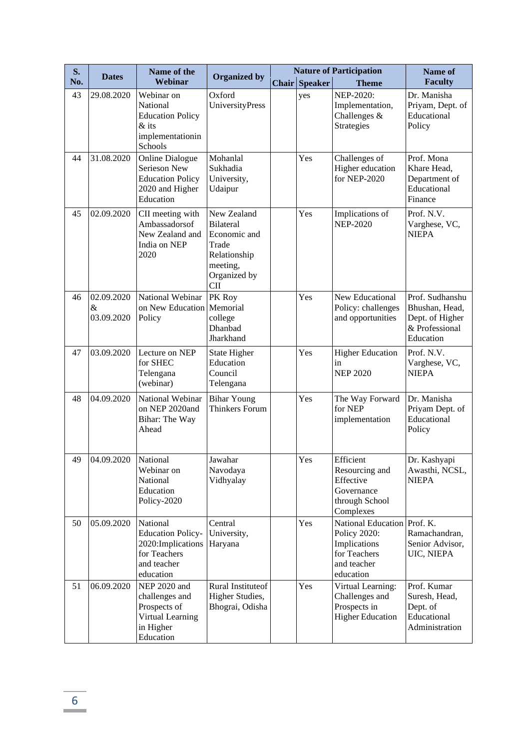| S. No. | Dates | Name of the Webinar | Organized by | Nature of Participation | | | Name of Faculty |
|---|---|---|---|---|---|---|---|
| | | | | Chair | Speaker | Theme | |
| 43 | 29.08.2020 | Webinar on National Education Policy & its implementationin Schools | Oxford UniversityPress | | yes | NEP-2020: Implementation, Challenges & Strategies | Dr. Manisha Priyam, Dept. of Educational Policy |
| 44 | 31.08.2020 | Online Dialogue Serieson New Education Policy 2020 and Higher Education | Mohanlal Sukhadia University, Udaipur | | Yes | Challenges of Higher education for NEP-2020 | Prof. Mona Khare Head, Department of Educational Finance |
| 45 | 02.09.2020 | CII meeting with Ambassadorsof New Zealand and India on NEP 2020 | New Zealand Bilateral Economic and Trade Relationship meeting, Organized by CII | | Yes | Implications of NEP-2020 | Prof. N.V. Varghese, VC, NIEPA |
| 46 | 02.09.2020 & 03.09.2020 | National Webinar on New Education Policy | PK Roy Memorial college Dhanbad Jharkhand | | Yes | New Educational Policy: challenges and opportunities | Prof. Sudhanshu Bhushan, Head, Dept. of Higher & Professional Education |
| 47 | 03.09.2020 | Lecture on NEP for SHEC Telengana (webinar) | State Higher Education Council Telengana | | Yes | Higher Education in NEP 2020 | Prof. N.V. Varghese, VC, NIEPA |
| 48 | 04.09.2020 | National Webinar on NEP 2020and Bihar: The Way Ahead | Bihar Young Thinkers Forum | | Yes | The Way Forward for NEP implementation | Dr. Manisha Priyam Dept. of Educational Policy |
| 49 | 04.09.2020 | National Webinar on National Education Policy-2020 | Jawahar Navodaya Vidhyalay | | Yes | Efficient Resourcing and Effective Governance through School Complexes | Dr. Kashyapi Awasthi, NCSL, NIEPA |
| 50 | 05.09.2020 | National Education Policy-2020:Implications for Teachers and teacher education | Central University, Haryana | | Yes | National Education Policy 2020: Implications for Teachers and teacher education | Prof. K. Ramachandran, Senior Advisor, UIC, NIEPA |
| 51 | 06.09.2020 | NEP 2020 and challenges and Prospects of Virtual Learning in Higher Education | Rural Instituteof Higher Studies, Bhograi, Odisha | | Yes | Virtual Learning: Challenges and Prospects in Higher Education | Prof. Kumar Suresh, Head, Dept. of Educational Administration |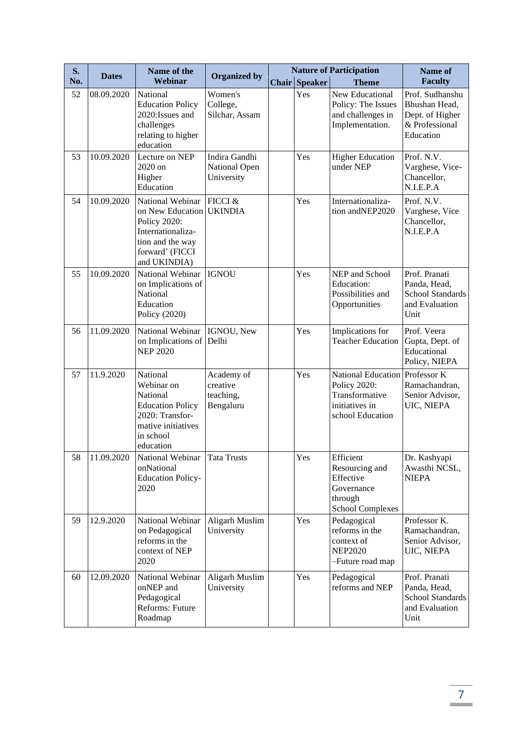| S. No. | Dates | Name of the Webinar | Organized by | Nature of Participation | | | Name of Faculty |
|---|---|---|---|---|---|---|---|
| | | | | Chair | Speaker | Theme | |
| 52 | 08.09.2020 | National Education Policy 2020:Issues and challenges relating to higher education | Women's College, Silchar, Assam | | Yes | New Educational Policy: The Issues and challenges in Implementation. | Prof. Sudhanshu Bhushan Head, Dept. of Higher & Professional Education |
| 53 | 10.09.2020 | Lecture on NEP 2020 on Higher Education | Indira Gandhi National Open University | | Yes | Higher Education under NEP | Prof. N.V. Varghese, Vice-Chancellor, N.I.E.P.A |
| 54 | 10.09.2020 | National Webinar on New Education Policy 2020: Internationaliza-tion and the way forward' (FICCI and UKINDIA) | FICCI & UKINDIA | | Yes | Internationaliza-tion andNEP2020 | Prof. N.V. Varghese, Vice Chancellor, N.I.E.P.A |
| 55 | 10.09.2020 | National Webinar on Implications of National Education Policy (2020) | IGNOU | | Yes | NEP and School Education: Possibilities and Opportunities | Prof. Pranati Panda, Head, School Standards and Evaluation Unit |
| 56 | 11.09.2020 | National Webinar on Implications of NEP 2020 | IGNOU, New Delhi | | Yes | Implications for Teacher Education | Prof. Veera Gupta, Dept. of Educational Policy, NIEPA |
| 57 | 11.9.2020 | National Webinar on National Education Policy 2020: Transfor-mative initiatives in school education | Academy of creative teaching, Bengaluru | | Yes | National Education Policy 2020: Transformative initiatives in school Education | Professor K Ramachandran, Senior Advisor, UIC, NIEPA |
| 58 | 11.09.2020 | National Webinar onNational Education Policy-2020 | Tata Trusts | | Yes | Efficient Resourcing and Effective Governance through School Complexes | Dr. Kashyapi Awasthi NCSL, NIEPA |
| 59 | 12.9.2020 | National Webinar on Pedagogical reforms in the context of NEP 2020 | Aligarh Muslim University | | Yes | Pedagogical reforms in the context of NEP2020 –Future road map | Professor K. Ramachandran, Senior Advisor, UIC, NIEPA |
| 60 | 12.09.2020 | National Webinar onNEP and Pedagogical Reforms: Future Roadmap | Aligarh Muslim University | | Yes | Pedagogical reforms and NEP | Prof. Pranati Panda, Head, School Standards and Evaluation Unit |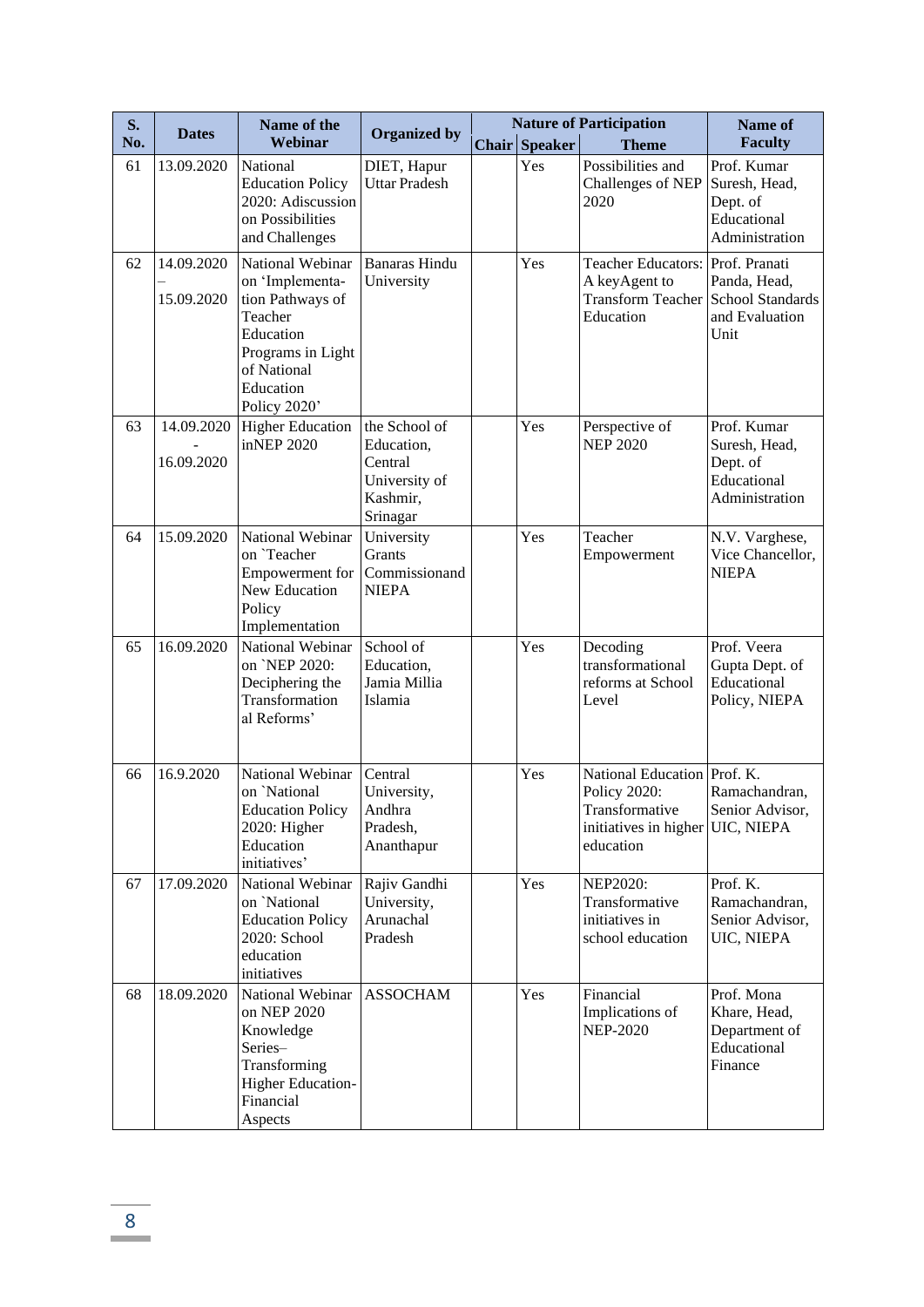| S. No. | Dates | Name of the Webinar | Organized by | Nature of Participation | | | Name of Faculty |
|---|---|---|---|---|---|---|---|
| | | | | Chair | Speaker | Theme | |
| 61 | 13.09.2020 | National Education Policy 2020: Adiscussion on Possibilities and Challenges | DIET, Hapur Uttar Pradesh | | Yes | Possibilities and Challenges of NEP 2020 | Prof. Kumar Suresh, Head, Dept. of Educational Administration |
| 62 | 14.09.2020 – 15.09.2020 | National Webinar on 'Implementa-tion Pathways of Teacher Education Programs in Light of National Education Policy 2020' | Banaras Hindu University | | Yes | Teacher Educators: A keyAgent to Transform Teacher Education | Prof. Pranati Panda, Head, School Standards and Evaluation Unit |
| 63 | 14.09.2020 - 16.09.2020 | Higher Education inNEP 2020 | the School of Education, Central University of Kashmir, Srinagar | | Yes | Perspective of NEP 2020 | Prof. Kumar Suresh, Head, Dept. of Educational Administration |
| 64 | 15.09.2020 | National Webinar on `Teacher Empowerment for New Education Policy Implementation | University Grants Commissionand NIEPA | | Yes | Teacher Empowerment | N.V. Varghese, Vice Chancellor, NIEPA |
| 65 | 16.09.2020 | National Webinar on `NEP 2020: Deciphering the Transformation al Reforms' | School of Education, Jamia Millia Islamia | | Yes | Decoding transformational reforms at School Level | Prof. Veera Gupta Dept. of Educational Policy, NIEPA |
| 66 | 16.9.2020 | National Webinar on `National Education Policy 2020: Higher Education initiatives' | Central University, Andhra Pradesh, Ananthapur | | Yes | National Education Policy 2020: Transformative initiatives in higher education | Prof. K. Ramachandran, Senior Advisor, UIC, NIEPA |
| 67 | 17.09.2020 | National Webinar on `National Education Policy 2020: School education initiatives | Rajiv Gandhi University, Arunachal Pradesh | | Yes | NEP2020: Transformative initiatives in school education | Prof. K. Ramachandran, Senior Advisor, UIC, NIEPA |
| 68 | 18.09.2020 | National Webinar on NEP 2020 Knowledge Series– Transforming Higher Education-Financial Aspects | ASSOCHAM | | Yes | Financial Implications of NEP-2020 | Prof. Mona Khare, Head, Department of Educational Finance |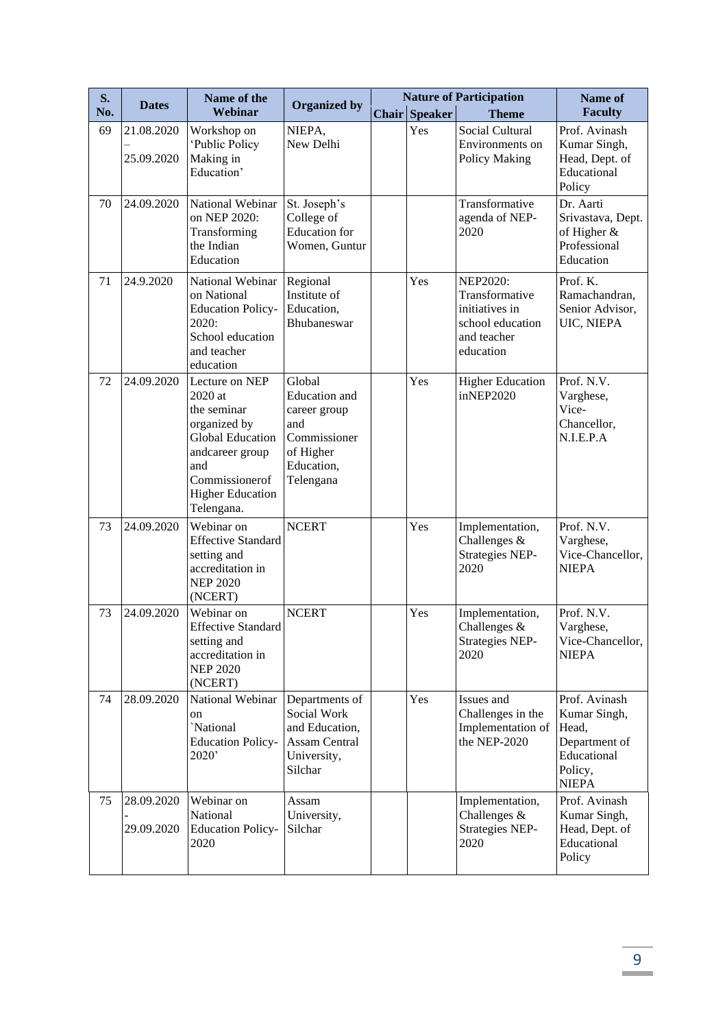| S. No. | Dates | Name of the Webinar | Organized by | Nature of Participation | | | Name of Faculty |
|---|---|---|---|---|---|---|---|
| | | | | Chair | Speaker | Theme | |
| 69 | 21.08.2020 – 25.09.2020 | Workshop on 'Public Policy Making in Education' | NIEPA, New Delhi | | Yes | Social Cultural Environments on Policy Making | Prof. Avinash Kumar Singh, Head, Dept. of Educational Policy |
| 70 | 24.09.2020 | National Webinar on NEP 2020: Transforming the Indian Education | St. Joseph's College of Education for Women, Guntur | | | Transformative agenda of NEP-2020 | Dr. Aarti Srivastava, Dept. of Higher & Professional Education |
| 71 | 24.9.2020 | National Webinar on National Education Policy-2020: School education and teacher education | Regional Institute of Education, Bhubaneswar | | Yes | NEP2020: Transformative initiatives in school education and teacher education | Prof. K. Ramachandran, Senior Advisor, UIC, NIEPA |
| 72 | 24.09.2020 | Lecture on NEP 2020 at the seminar organized by Global Education andcareer group and Commissionerof Higher Education Telengana. | Global Education and career group and Commissioner of Higher Education, Telengana | | Yes | Higher Education inNEP2020 | Prof. N.V. Varghese, Vice-Chancellor, N.I.E.P.A |
| 73 | 24.09.2020 | Webinar on Effective Standard setting and accreditation in NEP 2020 (NCERT) | NCERT | | Yes | Implementation, Challenges & Strategies NEP-2020 | Prof. N.V. Varghese, Vice-Chancellor, NIEPA |
| 73 | 24.09.2020 | Webinar on Effective Standard setting and accreditation in NEP 2020 (NCERT) | NCERT | | Yes | Implementation, Challenges & Strategies NEP-2020 | Prof. N.V. Varghese, Vice-Chancellor, NIEPA |
| 74 | 28.09.2020 | National Webinar on `National Education Policy-2020' | Departments of Social Work and Education, Assam Central University, Silchar | | Yes | Issues and Challenges in the Implementation of the NEP-2020 | Prof. Avinash Kumar Singh, Head, Department of Educational Policy, NIEPA |
| 75 | 28.09.2020 - 29.09.2020 | Webinar on National Education Policy-2020 | Assam University, Silchar | | | Implementation, Challenges & Strategies NEP-2020 | Prof. Avinash Kumar Singh, Head, Dept. of Educational Policy |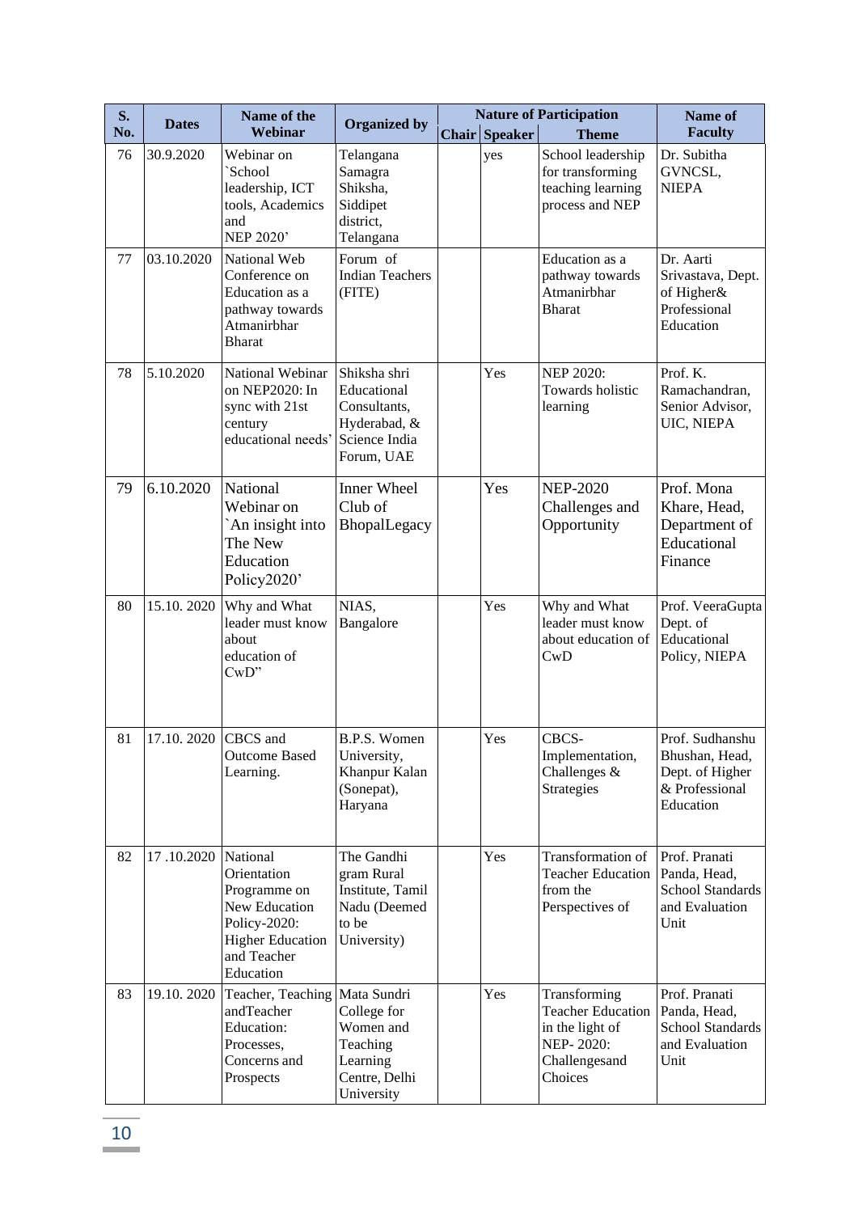| S. No. | Dates | Name of the Webinar | Organized by | Nature of Participation | | | Name of Faculty |
|---|---|---|---|---|---|---|---|
| | | | | Chair | Speaker | Theme | |
| 76 | 30.9.2020 | Webinar on `School leadership, ICT tools, Academics and NEP 2020' | Telangana Samagra Shiksha, Siddipet district, Telangana | | yes | School leadership for transforming teaching learning process and NEP | Dr. Subitha GVNCSL, NIEPA |
| 77 | 03.10.2020 | National Web Conference on Education as a pathway towards Atmanirbhar Bharat | Forum of Indian Teachers (FITE) | | | Education as a pathway towards Atmanirbhar Bharat | Dr. Aarti Srivastava, Dept. of Higher& Professional Education |
| 78 | 5.10.2020 | National Webinar on NEP2020: In sync with 21st century educational needs' | Shiksha shri Educational Consultants, Hyderabad, & Science India Forum, UAE | | Yes | NEP 2020: Towards holistic learning | Prof. K. Ramachandran, Senior Advisor, UIC, NIEPA |
| 79 | 6.10.2020 | National Webinar on `An insight into The New Education Policy2020' | Inner Wheel Club of BhopalLegacy | | Yes | NEP-2020 Challenges and Opportunity | Prof. Mona Khare, Head, Department of Educational Finance |
| 80 | 15.10. 2020 | Why and What leader must know about education of CwD" | NIAS, Bangalore | | Yes | Why and What leader must know about education of CwD | Prof. VeeraGupta Dept. of Educational Policy, NIEPA |
| 81 | 17.10. 2020 | CBCS and Outcome Based Learning. | B.P.S. Women University, Khanpur Kalan (Sonepat), Haryana | | Yes | CBCS-Implementation, Challenges & Strategies | Prof. Sudhanshu Bhushan, Head, Dept. of Higher & Professional Education |
| 82 | 17 .10.2020 | National Orientation Programme on New Education Policy-2020: Higher Education and Teacher Education | The Gandhi gram Rural Institute, Tamil Nadu (Deemed to be University) | | Yes | Transformation of Teacher Education from the Perspectives of | Prof. Pranati Panda, Head, School Standards and Evaluation Unit |
| 83 | 19.10. 2020 | Teacher, Teaching andTeacher Education: Processes, Concerns and Prospects | Mata Sundri College for Women and Teaching Learning Centre, Delhi University | | Yes | Transforming Teacher Education in the light of NEP- 2020: Challengesand Choices | Prof. Pranati Panda, Head, School Standards and Evaluation Unit |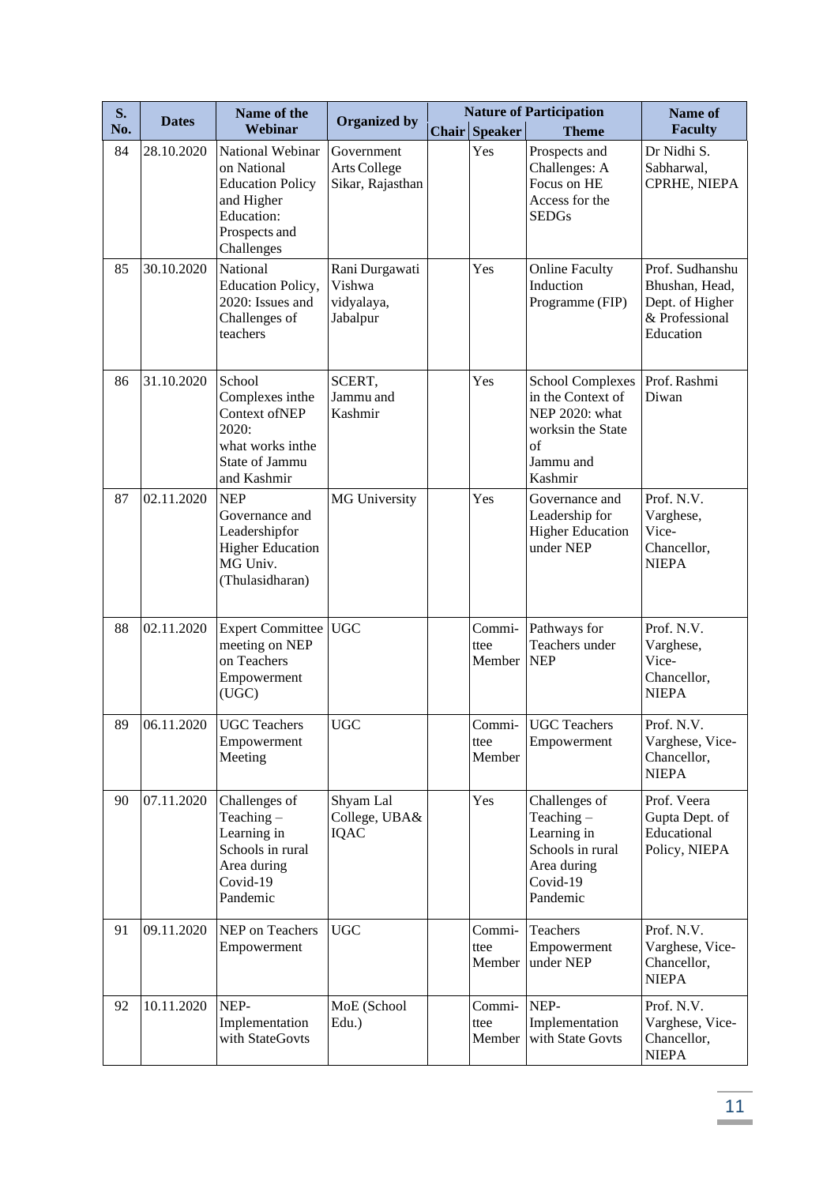| S. No. | Dates | Name of the Webinar | Organized by | Nature of Participation | | | Name of Faculty |
|---|---|---|---|---|---|---|---|
| | | | | Chair | Speaker | Theme | |
| 84 | 28.10.2020 | National Webinar on National Education Policy and Higher Education: Prospects and Challenges | Government Arts College Sikar, Rajasthan | | Yes | Prospects and Challenges: A Focus on HE Access for the SEDGs | Dr Nidhi S. Sabharwal, CPRHE, NIEPA |
| 85 | 30.10.2020 | National Education Policy, 2020: Issues and Challenges of teachers | Rani Durgawati Vishwa vidyalaya, Jabalpur | | Yes | Online Faculty Induction Programme (FIP) | Prof. Sudhanshu Bhushan, Head, Dept. of Higher & Professional Education |
| 86 | 31.10.2020 | School Complexes inthe Context ofNEP 2020: what works inthe State of Jammu and Kashmir | SCERT, Jammu and Kashmir | | Yes | School Complexes in the Context of NEP 2020: what worksin the State of Jammu and Kashmir | Prof. Rashmi Diwan |
| 87 | 02.11.2020 | NEP Governance and Leadershipfor Higher Education MG Univ. (Thulasidharan) | MG University | | Yes | Governance and Leadership for Higher Education under NEP | Prof. N.V. Varghese, Vice-Chancellor, NIEPA |
| 88 | 02.11.2020 | Expert Committee meeting on NEP on Teachers Empowerment (UGC) | UGC | | Commi-ttee Member | Pathways for Teachers under NEP | Prof. N.V. Varghese, Vice-Chancellor, NIEPA |
| 89 | 06.11.2020 | UGC Teachers Empowerment Meeting | UGC | | Commi-ttee Member | UGC Teachers Empowerment | Prof. N.V. Varghese, Vice-Chancellor, NIEPA |
| 90 | 07.11.2020 | Challenges of Teaching – Learning in Schools in rural Area during Covid-19 Pandemic | Shyam Lal College, UBA& IQAC | | Yes | Challenges of Teaching – Learning in Schools in rural Area during Covid-19 Pandemic | Prof. Veera Gupta Dept. of Educational Policy, NIEPA |
| 91 | 09.11.2020 | NEP on Teachers Empowerment | UGC | | Commi-ttee Member | Teachers Empowerment under NEP | Prof. N.V. Varghese, Vice-Chancellor, NIEPA |
| 92 | 10.11.2020 | NEP-Implementation with StateGovts | MoE (School Edu.) | | Commi-ttee Member | NEP-Implementation with State Govts | Prof. N.V. Varghese, Vice-Chancellor, NIEPA |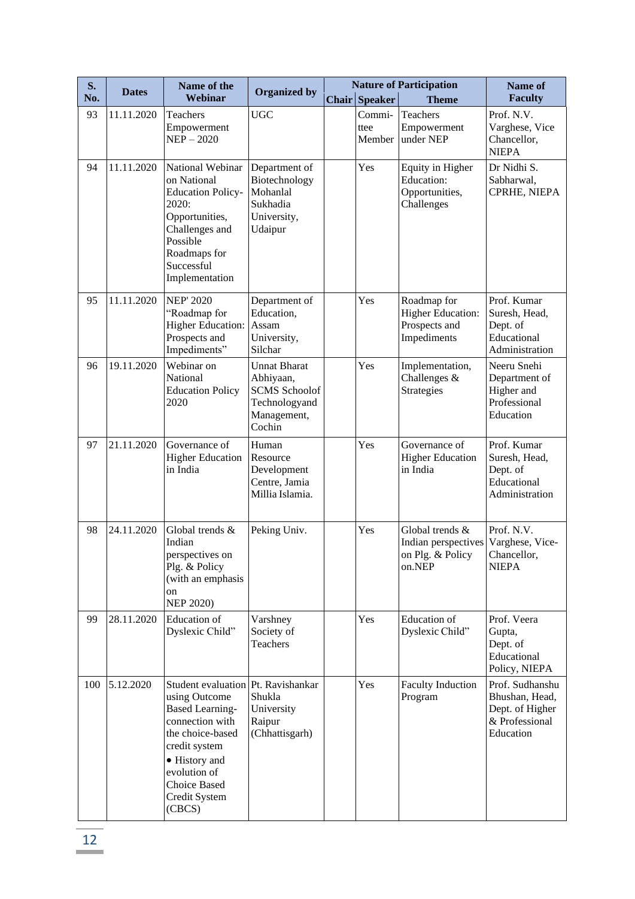| S. No. | Dates | Name of the Webinar | Organized by | Nature of Participation | | | Name of Faculty |
|---|---|---|---|---|---|---|---|
| | | | | Chair | Speaker | Theme | |
| 93 | 11.11.2020 | Teachers Empowerment NEP – 2020 | UGC | | Commi-ttee Member | Teachers Empowerment under NEP | Prof. N.V. Varghese, Vice Chancellor, NIEPA |
| 94 | 11.11.2020 | National Webinar on National Education Policy-2020: Opportunities, Challenges and Possible Roadmaps for Successful Implementation | Department of Biotechnology Mohanlal Sukhadia University, Udaipur | | Yes | Equity in Higher Education: Opportunities, Challenges | Dr Nidhi S. Sabharwal, CPRHE, NIEPA |
| 95 | 11.11.2020 | NEP' 2020 "Roadmap for Higher Education: Prospects and Impediments" | Department of Education, Assam University, Silchar | | Yes | Roadmap for Higher Education: Prospects and Impediments | Prof. Kumar Suresh, Head, Dept. of Educational Administration |
| 96 | 19.11.2020 | Webinar on National Education Policy 2020 | Unnat Bharat Abhiyaan, SCMS Schoolof Technologyand Management, Cochin | | Yes | Implementation, Challenges & Strategies | Neeru Snehi Department of Higher and Professional Education |
| 97 | 21.11.2020 | Governance of Higher Education in India | Human Resource Development Centre, Jamia Millia Islamia. | | Yes | Governance of Higher Education in India | Prof. Kumar Suresh, Head, Dept. of Educational Administration |
| 98 | 24.11.2020 | Global trends & Indian perspectives on Plg. & Policy (with an emphasis on NEP 2020) | Peking Univ. | | Yes | Global trends & Indian perspectives on Plg. & Policy on.NEP | Prof. N.V. Varghese, Vice-Chancellor, NIEPA |
| 99 | 28.11.2020 | Education of Dyslexic Child" | Varshney Society of Teachers | | Yes | Education of Dyslexic Child" | Prof. Veera Gupta, Dept. of Educational Policy, NIEPA |
| 100 | 5.12.2020 | Student evaluation using Outcome Based Learning-connection with the choice-based credit system • History and evolution of Choice Based Credit System (CBCS) | Pt. Ravishankar Shukla University Raipur (Chhattisgarh) | | Yes | Faculty Induction Program | Prof. Sudhanshu Bhushan, Head, Dept. of Higher & Professional Education |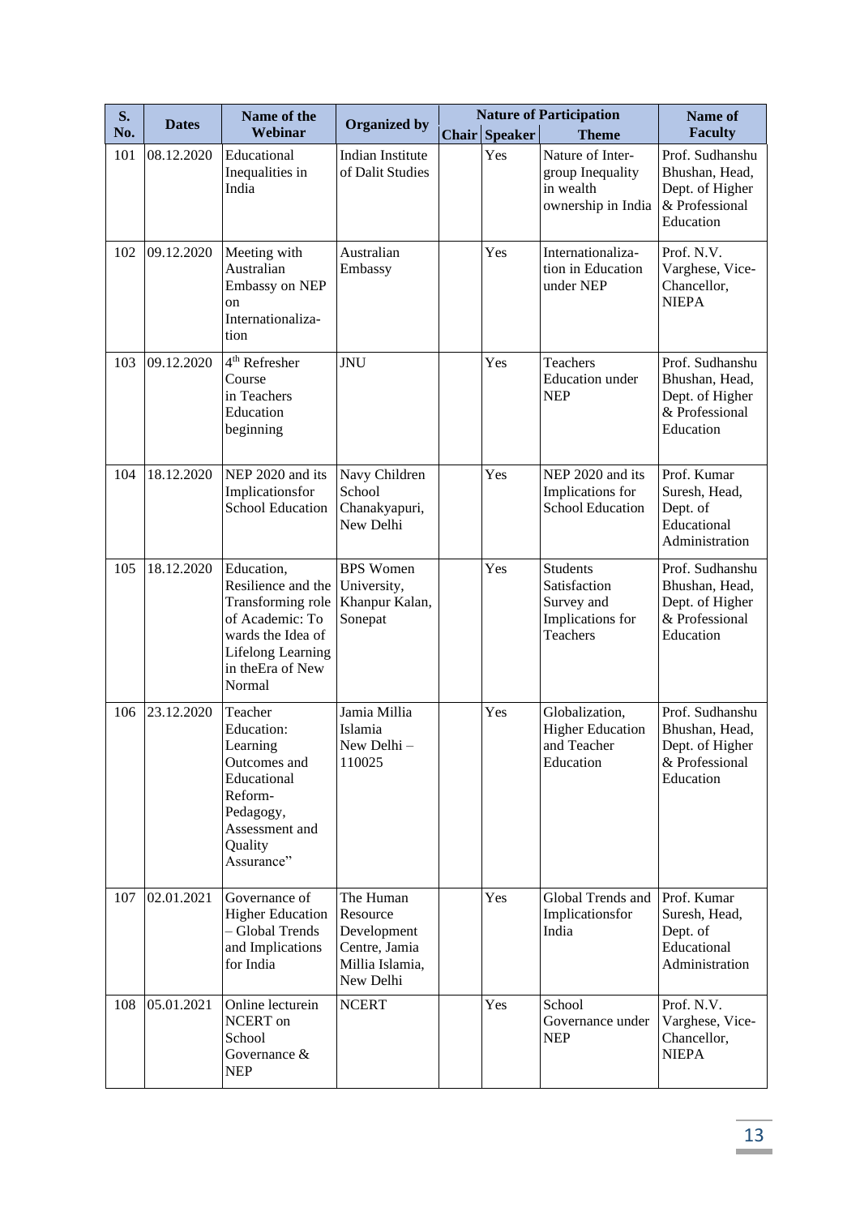| S. No. | Dates | Name of the Webinar | Organized by | Nature of Participation | | | Name of Faculty |
|---|---|---|---|---|---|---|---|
| | | | | Chair | Speaker | Theme | |
| 101 | 08.12.2020 | Educational Inequalities in India | Indian Institute of Dalit Studies | | Yes | Nature of Inter-group Inequality in wealth ownership in India | Prof. Sudhanshu Bhushan, Head, Dept. of Higher & Professional Education |
| 102 | 09.12.2020 | Meeting with Australian Embassy on NEP on Internationalization | Australian Embassy | | Yes | Internationalization in Education under NEP | Prof. N.V. Varghese, Vice-Chancellor, NIEPA |
| 103 | 09.12.2020 | 4th Refresher Course in Teachers Education beginning | JNU | | Yes | Teachers Education under NEP | Prof. Sudhanshu Bhushan, Head, Dept. of Higher & Professional Education |
| 104 | 18.12.2020 | NEP 2020 and its Implicationsfor School Education | Navy Children School Chanakyapuri, New Delhi | | Yes | NEP 2020 and its Implications for School Education | Prof. Kumar Suresh, Head, Dept. of Educational Administration |
| 105 | 18.12.2020 | Education, Resilience and the Transforming role of Academic: To wards the Idea of Lifelong Learning in theEra of New Normal | BPS Women University, Khanpur Kalan, Sonepat | | Yes | Students Satisfaction Survey and Implications for Teachers | Prof. Sudhanshu Bhushan, Head, Dept. of Higher & Professional Education |
| 106 | 23.12.2020 | Teacher Education: Learning Outcomes and Educational Reform-Pedagogy, Assessment and Quality Assurance" | Jamia Millia Islamia New Delhi – 110025 | | Yes | Globalization, Higher Education and Teacher Education | Prof. Sudhanshu Bhushan, Head, Dept. of Higher & Professional Education |
| 107 | 02.01.2021 | Governance of Higher Education – Global Trends and Implications for India | The Human Resource Development Centre, Jamia Millia Islamia, New Delhi | | Yes | Global Trends and Implicationsfor India | Prof. Kumar Suresh, Head, Dept. of Educational Administration |
| 108 | 05.01.2021 | Online lecturein NCERT on School Governance & NEP | NCERT | | Yes | School Governance under NEP | Prof. N.V. Varghese, Vice-Chancellor, NIEPA |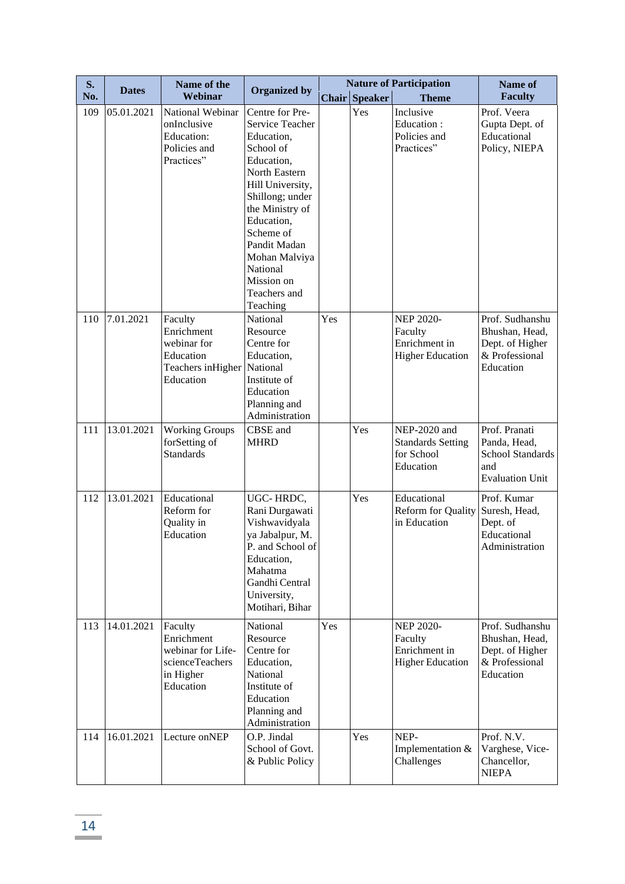| S. No. | Dates | Name of the Webinar | Organized by | Nature of Participation | | | Name of Faculty |
|---|---|---|---|---|---|---|---|
| | | | | Chair | Speaker | Theme | |
| 109 | 05.01.2021 | National Webinar onInclusive Education: Policies and Practices” | Centre for Pre-Service Teacher Education, School of Education, North Eastern Hill University, Shillong; under the Ministry of Education, Scheme of Pandit Madan Mohan Malviya National Mission on Teachers and Teaching | | Yes | Inclusive Education : Policies and Practices” | Prof. Veera Gupta Dept. of Educational Policy, NIEPA |
| 110 | 7.01.2021 | Faculty Enrichment webinar for Education Teachers inHigher Education | National Resource Centre for Education, National Institute of Education Planning and Administration | Yes | | NEP 2020-Faculty Enrichment in Higher Education | Prof. Sudhanshu Bhushan, Head, Dept. of Higher & Professional Education |
| 111 | 13.01.2021 | Working Groups forSetting of Standards | CBSE and MHRD | | Yes | NEP-2020 and Standards Setting for School Education | Prof. Pranati Panda, Head, School Standards and Evaluation Unit |
| 112 | 13.01.2021 | Educational Reform for Quality in Education | UGC- HRDC, Rani Durgawati Vishwavidyala ya Jabalpur, M. P. and School of Education, Mahatma Gandhi Central University, Motihari, Bihar | | Yes | Educational Reform for Quality in Education | Prof. Kumar Suresh, Head, Dept. of Educational Administration |
| 113 | 14.01.2021 | Faculty Enrichment webinar for Life-scienceTeachers in Higher Education | National Resource Centre for Education, National Institute of Education Planning and Administration | Yes | | NEP 2020-Faculty Enrichment in Higher Education | Prof. Sudhanshu Bhushan, Head, Dept. of Higher & Professional Education |
| 114 | 16.01.2021 | Lecture onNEP | O.P. Jindal School of Govt. & Public Policy | | Yes | NEP-Implementation & Challenges | Prof. N.V. Varghese, Vice-Chancellor, NIEPA |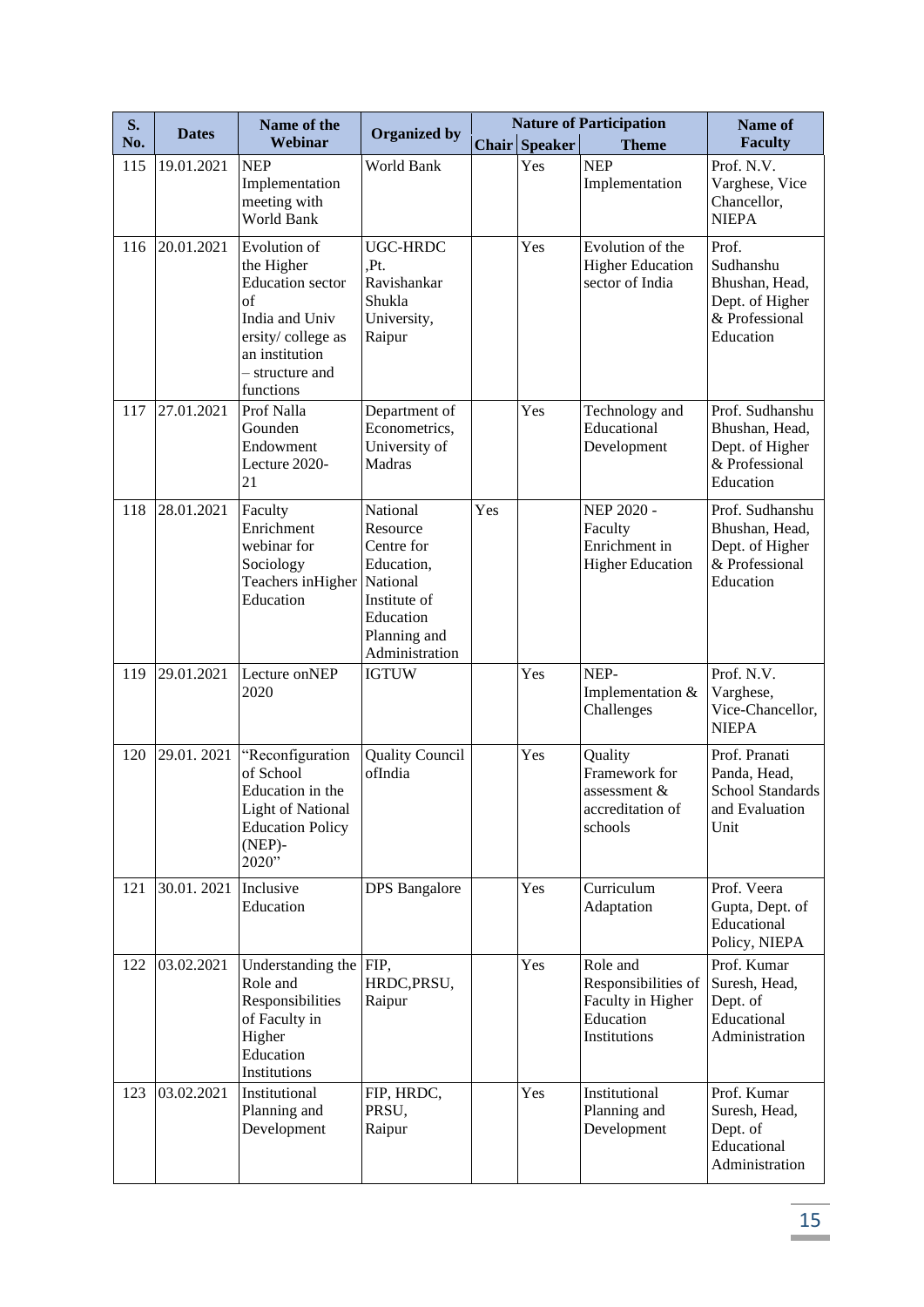| S. No. | Dates | Name of the Webinar | Organized by | Nature of Participation | | | Name of Faculty |
|---|---|---|---|---|---|---|---|
| | | | | Chair | Speaker | Theme | |
| 115 | 19.01.2021 | NEP Implementation meeting with World Bank | World Bank | | Yes | NEP Implementation | Prof. N.V. Varghese, Vice Chancellor, NIEPA |
| 116 | 20.01.2021 | Evolution of the Higher Education sector of India and Univ ersity/ college as an institution – structure and functions | UGC-HRDC ,Pt. Ravishankar Shukla University, Raipur | | Yes | Evolution of the Higher Education sector of India | Prof. Sudhanshu Bhushan, Head, Dept. of Higher & Professional Education |
| 117 | 27.01.2021 | Prof Nalla Gounden Endowment Lecture 2020-21 | Department of Econometrics, University of Madras | | Yes | Technology and Educational Development | Prof. Sudhanshu Bhushan, Head, Dept. of Higher & Professional Education |
| 118 | 28.01.2021 | Faculty Enrichment webinar for Sociology Teachers inHigher Education | National Resource Centre for Education, National Institute of Education Planning and Administration | Yes | | NEP 2020 - Faculty Enrichment in Higher Education | Prof. Sudhanshu Bhushan, Head, Dept. of Higher & Professional Education |
| 119 | 29.01.2021 | Lecture onNEP 2020 | IGTUW | | Yes | NEP- Implementation & Challenges | Prof. N.V. Varghese, Vice-Chancellor, NIEPA |
| 120 | 29.01. 2021 | "Reconfiguration of School Education in the Light of National Education Policy (NEP)- 2020" | Quality Council ofIndia | | Yes | Quality Framework for assessment & accreditation of schools | Prof. Pranati Panda, Head, School Standards and Evaluation Unit |
| 121 | 30.01. 2021 | Inclusive Education | DPS Bangalore | | Yes | Curriculum Adaptation | Prof. Veera Gupta, Dept. of Educational Policy, NIEPA |
| 122 | 03.02.2021 | Understanding the Role and Responsibilities of Faculty in Higher Education Institutions | FIP, HRDC,PRSU, Raipur | | Yes | Role and Responsibilities of Faculty in Higher Education Institutions | Prof. Kumar Suresh, Head, Dept. of Educational Administration |
| 123 | 03.02.2021 | Institutional Planning and Development | FIP, HRDC, PRSU, Raipur | | Yes | Institutional Planning and Development | Prof. Kumar Suresh, Head, Dept. of Educational Administration |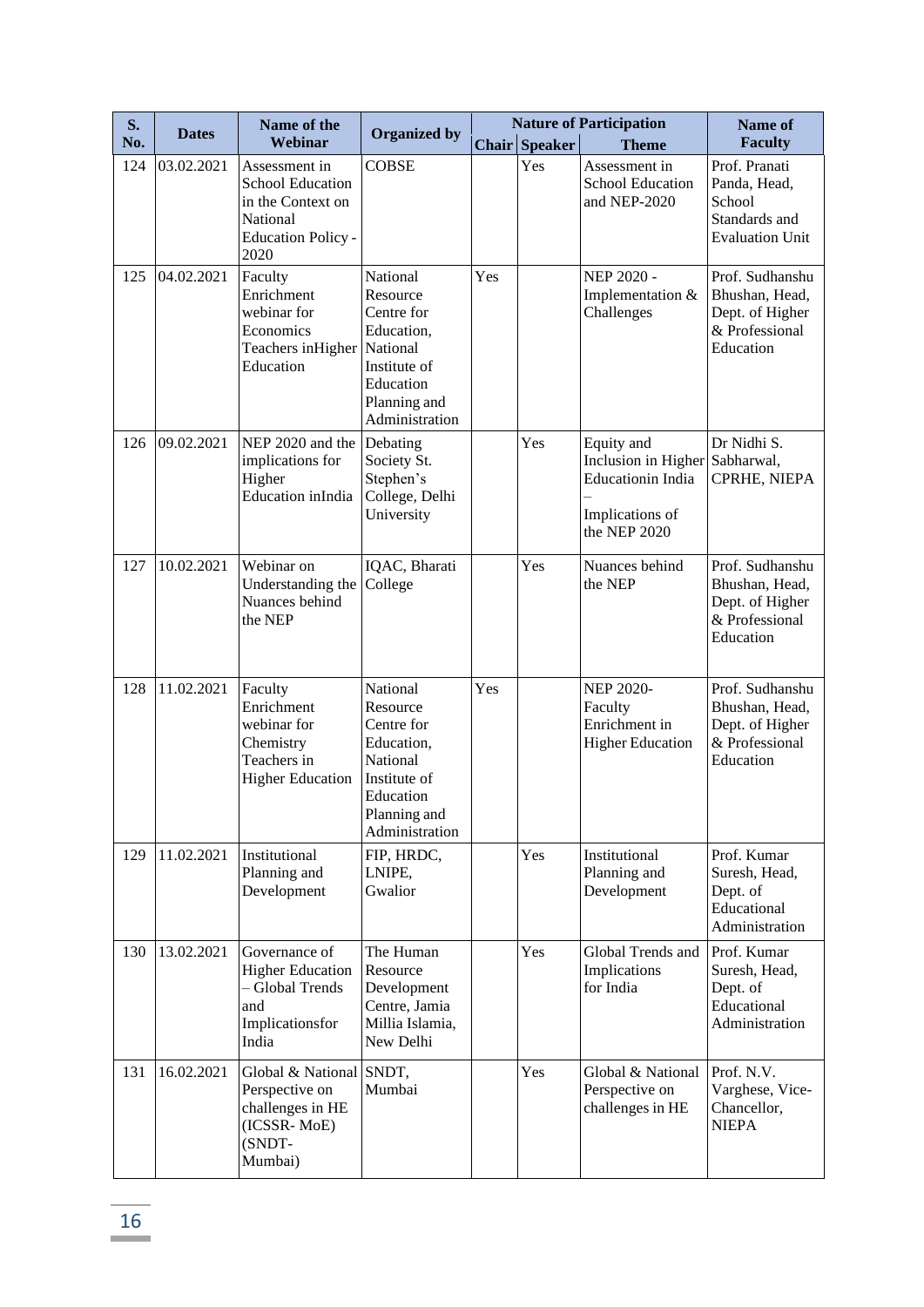| S. No. | Dates | Name of the Webinar | Organized by | Nature of Participation | | | Name of Faculty |
|---|---|---|---|---|---|---|---|
| | | | | Chair | Speaker | Theme | |
| 124 | 03.02.2021 | Assessment in School Education in the Context on National Education Policy - 2020 | COBSE | | Yes | Assessment in School Education and NEP-2020 | Prof. Pranati Panda, Head, School Standards and Evaluation Unit |
| 125 | 04.02.2021 | Faculty Enrichment webinar for Economics Teachers inHigher Education | National Resource Centre for Education, National Institute of Education Planning and Administration | Yes | | NEP 2020 - Implementation & Challenges | Prof. Sudhanshu Bhushan, Head, Dept. of Higher & Professional Education |
| 126 | 09.02.2021 | NEP 2020 and the implications for Higher Education inIndia | Debating Society St. Stephen's College, Delhi University | | Yes | Equity and Inclusion in Higher Educationin India – Implications of the NEP 2020 | Dr Nidhi S. Sabharwal, CPRHE, NIEPA |
| 127 | 10.02.2021 | Webinar on Understanding the Nuances behind the NEP | IQAC, Bharati College | | Yes | Nuances behind the NEP | Prof. Sudhanshu Bhushan, Head, Dept. of Higher & Professional Education |
| 128 | 11.02.2021 | Faculty Enrichment webinar for Chemistry Teachers in Higher Education | National Resource Centre for Education, National Institute of Education Planning and Administration | Yes | | NEP 2020- Faculty Enrichment in Higher Education | Prof. Sudhanshu Bhushan, Head, Dept. of Higher & Professional Education |
| 129 | 11.02.2021 | Institutional Planning and Development | FIP, HRDC, LNIPE, Gwalior | | Yes | Institutional Planning and Development | Prof. Kumar Suresh, Head, Dept. of Educational Administration |
| 130 | 13.02.2021 | Governance of Higher Education – Global Trends and Implicationsfor India | The Human Resource Development Centre, Jamia Millia Islamia, New Delhi | | Yes | Global Trends and Implications for India | Prof. Kumar Suresh, Head, Dept. of Educational Administration |
| 131 | 16.02.2021 | Global & National Perspective on challenges in HE (ICSSR- MoE) (SNDT- Mumbai) | SNDT, Mumbai | | Yes | Global & National Perspective on challenges in HE | Prof. N.V. Varghese, Vice-Chancellor, NIEPA |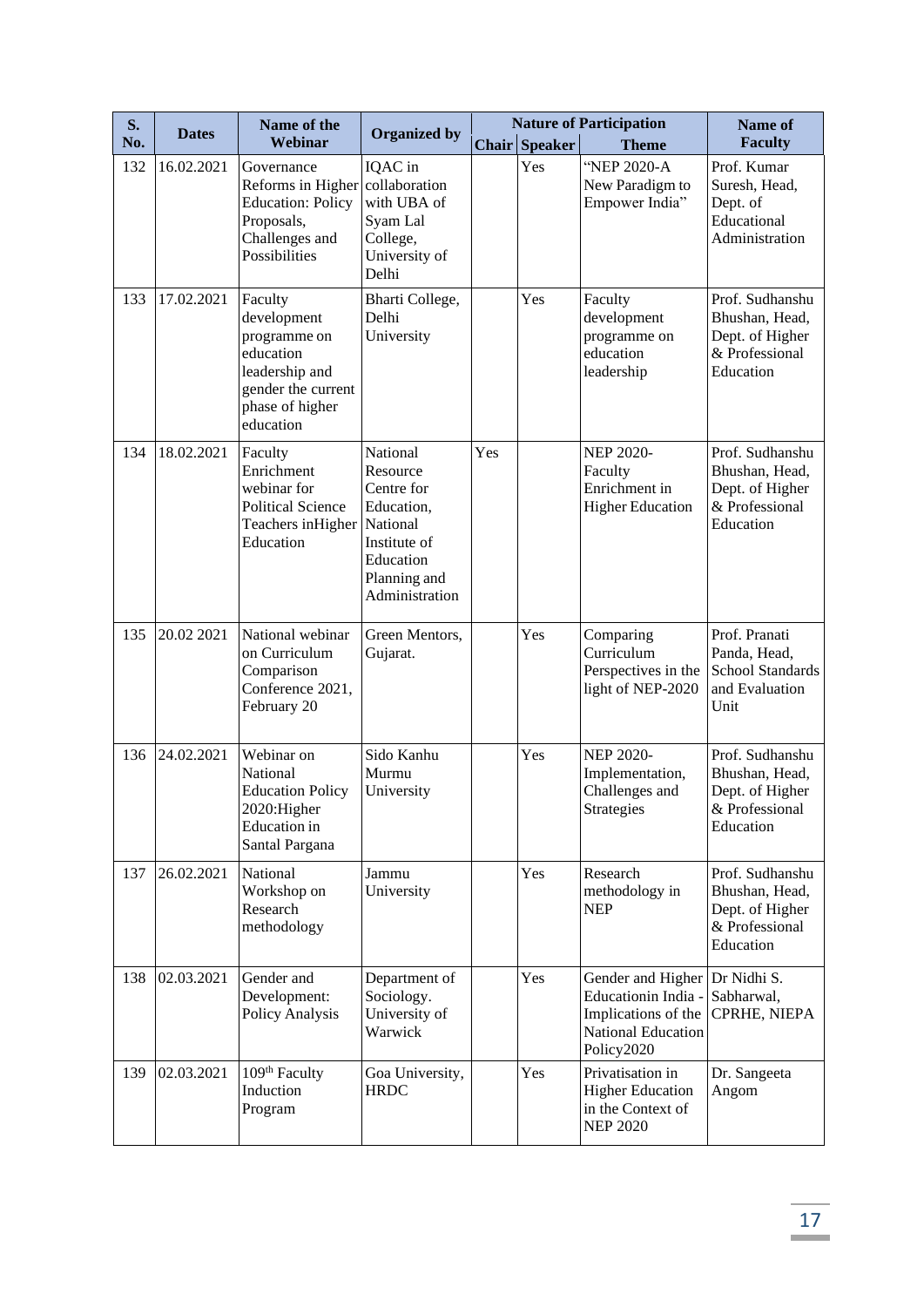| S. No. | Dates | Name of the Webinar | Organized by | Nature of Participation | | | Name of Faculty |
|---|---|---|---|---|---|---|---|
| | | | | Chair | Speaker | Theme | |
| 132 | 16.02.2021 | Governance Reforms in Higher Education: Policy Proposals, Challenges and Possibilities | IQAC in collaboration with UBA of Syam Lal College, University of Delhi | | Yes | "NEP 2020-A New Paradigm to Empower India" | Prof. Kumar Suresh, Head, Dept. of Educational Administration |
| 133 | 17.02.2021 | Faculty development programme on education leadership and gender the current phase of higher education | Bharti College, Delhi University | | Yes | Faculty development programme on education leadership | Prof. Sudhanshu Bhushan, Head, Dept. of Higher & Professional Education |
| 134 | 18.02.2021 | Faculty Enrichment webinar for Political Science Teachers inHigher Education | National Resource Centre for Education, National Institute of Education Planning and Administration | Yes | | NEP 2020- Faculty Enrichment in Higher Education | Prof. Sudhanshu Bhushan, Head, Dept. of Higher & Professional Education |
| 135 | 20.02 2021 | National webinar on Curriculum Comparison Conference 2021, February 20 | Green Mentors, Gujarat. | | Yes | Comparing Curriculum Perspectives in the light of NEP-2020 | Prof. Pranati Panda, Head, School Standards and Evaluation Unit |
| 136 | 24.02.2021 | Webinar on National Education Policy 2020:Higher Education in Santal Pargana | Sido Kanhu Murmu University | | Yes | NEP 2020- Implementation, Challenges and Strategies | Prof. Sudhanshu Bhushan, Head, Dept. of Higher & Professional Education |
| 137 | 26.02.2021 | National Workshop on Research methodology | Jammu University | | Yes | Research methodology in NEP | Prof. Sudhanshu Bhushan, Head, Dept. of Higher & Professional Education |
| 138 | 02.03.2021 | Gender and Development: Policy Analysis | Department of Sociology. University of Warwick | | Yes | Gender and Higher Educationin India - Implications of the National Education Policy2020 | Dr Nidhi S. Sabharwal, CPRHE, NIEPA |
| 139 | 02.03.2021 | 109th Faculty Induction Program | Goa University, HRDC | | Yes | Privatisation in Higher Education in the Context of NEP 2020 | Dr. Sangeeta Angom |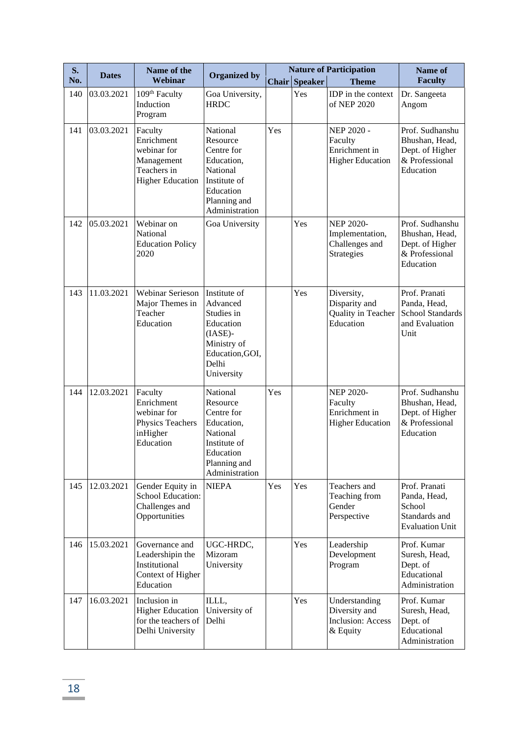| S. No. | Dates | Name of the Webinar | Organized by | Nature of Participation | | | Name of Faculty |
|---|---|---|---|---|---|---|---|
| | | | | Chair | Speaker | Theme | |
| 140 | 03.03.2021 | 109th Faculty Induction Program | Goa University, HRDC | | Yes | IDP in the context of NEP 2020 | Dr. Sangeeta Angom |
| 141 | 03.03.2021 | Faculty Enrichment webinar for Management Teachers in Higher Education | National Resource Centre for Education, National Institute of Education Planning and Administration | Yes | | NEP 2020 - Faculty Enrichment in Higher Education | Prof. Sudhanshu Bhushan, Head, Dept. of Higher & Professional Education |
| 142 | 05.03.2021 | Webinar on National Education Policy 2020 | Goa University | | Yes | NEP 2020-Implementation, Challenges and Strategies | Prof. Sudhanshu Bhushan, Head, Dept. of Higher & Professional Education |
| 143 | 11.03.2021 | Webinar Serieson Major Themes in Teacher Education | Institute of Advanced Studies in Education (IASE)-Ministry of Education,GOI, Delhi University | | Yes | Diversity, Disparity and Quality in Teacher Education | Prof. Pranati Panda, Head, School Standards and Evaluation Unit |
| 144 | 12.03.2021 | Faculty Enrichment webinar for Physics Teachers inHigher Education | National Resource Centre for Education, National Institute of Education Planning and Administration | Yes | | NEP 2020-Faculty Enrichment in Higher Education | Prof. Sudhanshu Bhushan, Head, Dept. of Higher & Professional Education |
| 145 | 12.03.2021 | Gender Equity in School Education: Challenges and Opportunities | NIEPA | Yes | Yes | Teachers and Teaching from Gender Perspective | Prof. Pranati Panda, Head, School Standards and Evaluation Unit |
| 146 | 15.03.2021 | Governance and Leadershipin the Institutional Context of Higher Education | UGC-HRDC, Mizoram University | | Yes | Leadership Development Program | Prof. Kumar Suresh, Head, Dept. of Educational Administration |
| 147 | 16.03.2021 | Inclusion in Higher Education for the teachers of Delhi University | ILLL, University of Delhi | | Yes | Understanding Diversity and Inclusion: Access & Equity | Prof. Kumar Suresh, Head, Dept. of Educational Administration |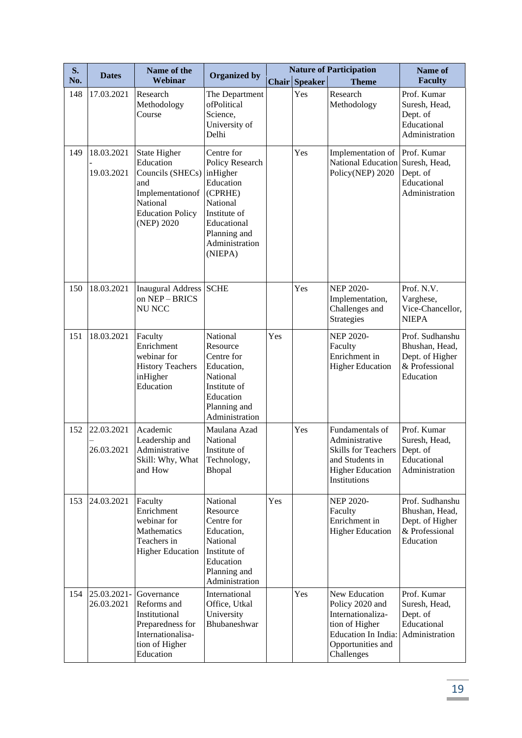| S. No. | Dates | Name of the Webinar | Organized by | Nature of Participation | | | Name of Faculty |
|---|---|---|---|---|---|---|---|
| | | | | Chair | Speaker | Theme | |
| 148 | 17.03.2021 | Research Methodology Course | The Department ofPolitical Science, University of Delhi | | Yes | Research Methodology | Prof. Kumar Suresh, Head, Dept. of Educational Administration |
| 149 | 18.03.2021 - 19.03.2021 | State Higher Education Councils (SHECs) and Implementationof National Education Policy (NEP) 2020 | Centre for Policy Research inHigher Education (CPRHE) National Institute of Educational Planning and Administration (NIEPA) | | Yes | Implementation of National Education Policy(NEP) 2020 | Prof. Kumar Suresh, Head, Dept. of Educational Administration |
| 150 | 18.03.2021 | Inaugural Address on NEP – BRICS NU NCC | SCHE | | Yes | NEP 2020- Implementation, Challenges and Strategies | Prof. N.V. Varghese, Vice-Chancellor, NIEPA |
| 151 | 18.03.2021 | Faculty Enrichment webinar for History Teachers inHigher Education | National Resource Centre for Education, National Institute of Education Planning and Administration | Yes | | NEP 2020- Faculty Enrichment in Higher Education | Prof. Sudhanshu Bhushan, Head, Dept. of Higher & Professional Education |
| 152 | 22.03.2021 – 26.03.2021 | Academic Leadership and Administrative Skill: Why, What and How | Maulana Azad National Institute of Technology, Bhopal | | Yes | Fundamentals of Administrative Skills for Teachers and Students in Higher Education Institutions | Prof. Kumar Suresh, Head, Dept. of Educational Administration |
| 153 | 24.03.2021 | Faculty Enrichment webinar for Mathematics Teachers in Higher Education | National Resource Centre for Education, National Institute of Education Planning and Administration | Yes | | NEP 2020- Faculty Enrichment in Higher Education | Prof. Sudhanshu Bhushan, Head, Dept. of Higher & Professional Education |
| 154 | 25.03.2021- 26.03.2021 | Governance Reforms and Institutional Preparedness for Internationalisa-tion of Higher Education | International Office, Utkal University Bhubaneshwar | | Yes | New Education Policy 2020 and Internationaliza-tion of Higher Education In India: Opportunities and Challenges | Prof. Kumar Suresh, Head, Dept. of Educational Administration |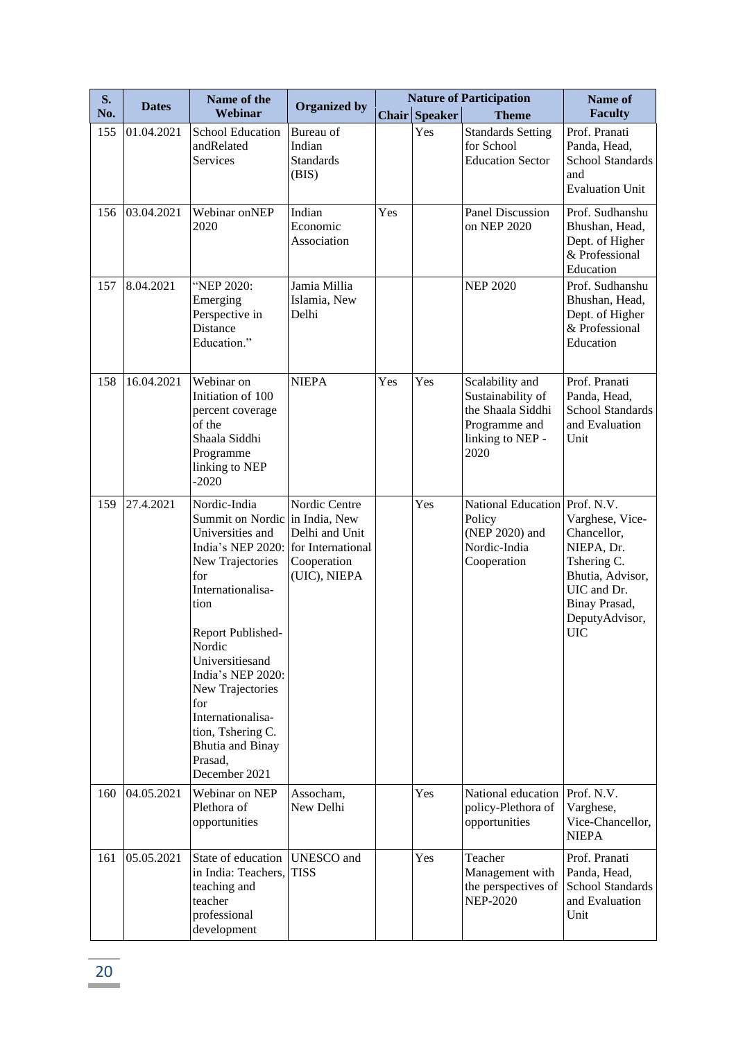| S. No. | Dates | Name of the Webinar | Organized by | Nature of Participation | | | Name of Faculty |
|---|---|---|---|---|---|---|---|
| | | | | Chair | Speaker | Theme | |
| 155 | 01.04.2021 | School Education andRelated Services | Bureau of Indian Standards (BIS) | | Yes | Standards Setting for School Education Sector | Prof. Pranati Panda, Head, School Standards and Evaluation Unit |
| 156 | 03.04.2021 | Webinar onNEP 2020 | Indian Economic Association | Yes | | Panel Discussion on NEP 2020 | Prof. Sudhanshu Bhushan, Head, Dept. of Higher & Professional Education |
| 157 | 8.04.2021 | "NEP 2020: Emerging Perspective in Distance Education." | Jamia Millia Islamia, New Delhi | | | NEP 2020 | Prof. Sudhanshu Bhushan, Head, Dept. of Higher & Professional Education |
| 158 | 16.04.2021 | Webinar on Initiation of 100 percent coverage of the Shaala Siddhi Programme linking to NEP -2020 | NIEPA | Yes | Yes | Scalability and Sustainability of the Shaala Siddhi Programme and linking to NEP -2020 | Prof. Pranati Panda, Head, School Standards and Evaluation Unit |
| 159 | 27.4.2021 | Nordic-India Summit on Nordic Universities and India's NEP 2020: New Trajectories for Internationalisa-tion<br><br>Report Published- Nordic Universitiesand India's NEP 2020: New Trajectories for Internationalisa-tion, Tshering C. Bhutia and Binay Prasad, December 2021 | Nordic Centre in India, New Delhi and Unit for International Cooperation (UIC), NIEPA | | Yes | National Education Policy (NEP 2020) and Nordic-India Cooperation | Prof. N.V. Varghese, Vice-Chancellor, NIEPA, Dr. Tshering C. Bhutia, Advisor, UIC and Dr. Binay Prasad, DeputyAdvisor, UIC |
| 160 | 04.05.2021 | Webinar on NEP Plethora of opportunities | Assocham, New Delhi | | Yes | National education policy-Plethora of opportunities | Prof. N.V. Varghese, Vice-Chancellor, NIEPA |
| 161 | 05.05.2021 | State of education in India: Teachers, teaching and teacher professional development | UNESCO and TISS | | Yes | Teacher Management with the perspectives of NEP-2020 | Prof. Pranati Panda, Head, School Standards and Evaluation Unit |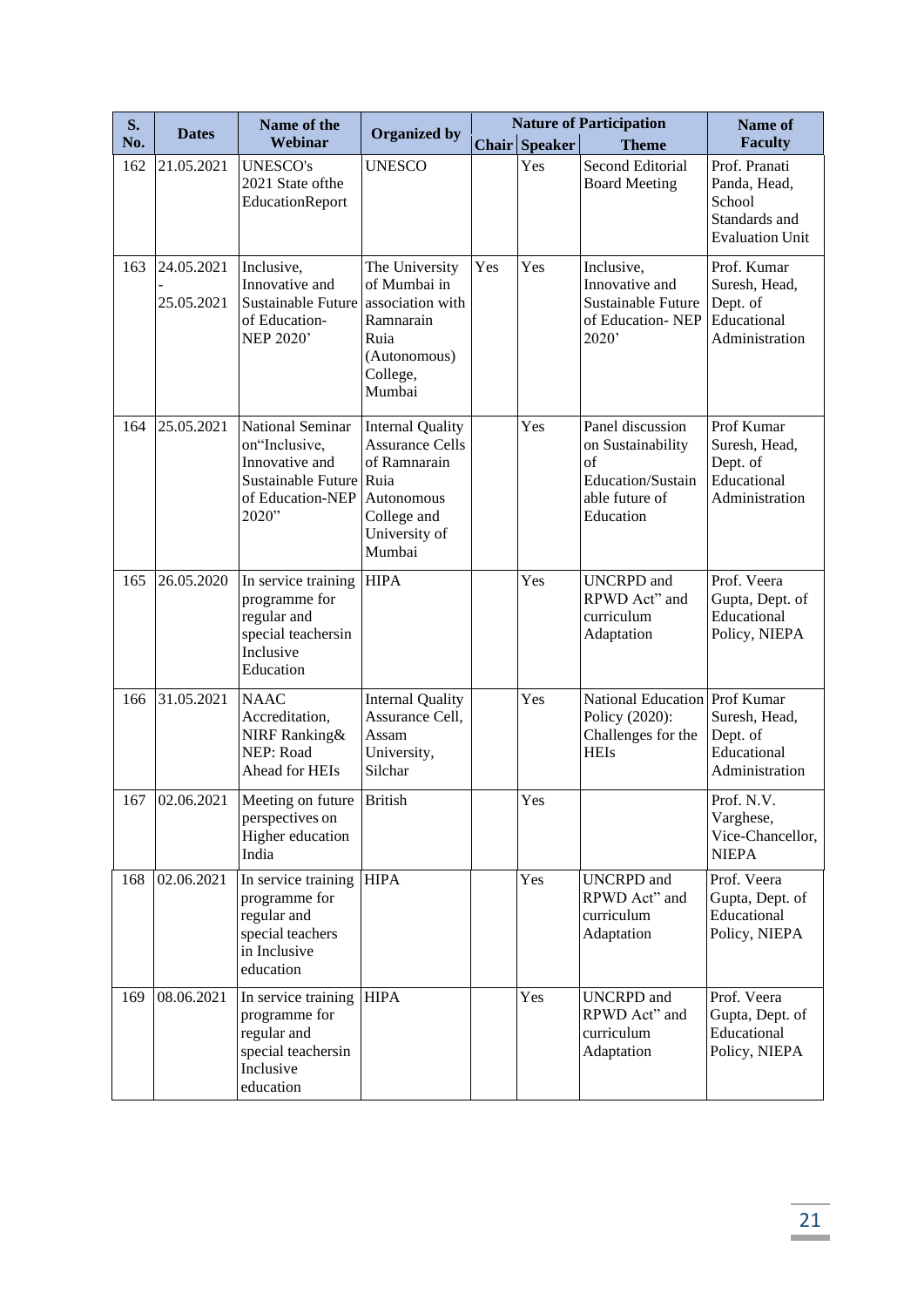| S. No. | Dates | Name of the Webinar | Organized by | Nature of Participation | | | Name of Faculty |
|---|---|---|---|---|---|---|---|
| | | | | Chair | Speaker | Theme | |
| 162 | 21.05.2021 | UNESCO's 2021 State ofthe EducationReport | UNESCO | | Yes | Second Editorial Board Meeting | Prof. Pranati Panda, Head, School Standards and Evaluation Unit |
| 163 | 24.05.2021 - 25.05.2021 | Inclusive, Innovative and Sustainable Future of Education-NEP 2020' | The University of Mumbai in association with Ramnarain Ruia (Autonomous) College, Mumbai | Yes | Yes | Inclusive, Innovative and Sustainable Future of Education- NEP 2020' | Prof. Kumar Suresh, Head, Dept. of Educational Administration |
| 164 | 25.05.2021 | National Seminar on"Inclusive, Innovative and Sustainable Future of Education-NEP 2020" | Internal Quality Assurance Cells of Ramnarain Ruia Autonomous College and University of Mumbai | | Yes | Panel discussion on Sustainability of Education/Sustainable future of Education | Prof Kumar Suresh, Head, Dept. of Educational Administration |
| 165 | 26.05.2020 | In service training programme for regular and special teachersin Inclusive Education | HIPA | | Yes | UNCRPD and RPWD Act" and curriculum Adaptation | Prof. Veera Gupta, Dept. of Educational Policy, NIEPA |
| 166 | 31.05.2021 | NAAC Accreditation, NIRF Ranking& NEP: Road Ahead for HEIs | Internal Quality Assurance Cell, Assam University, Silchar | | Yes | National Education Policy (2020): Challenges for the HEIs | Prof Kumar Suresh, Head, Dept. of Educational Administration |
| 167 | 02.06.2021 | Meeting on future perspectives on Higher education India | British | | Yes | | Prof. N.V. Varghese, Vice-Chancellor, NIEPA |
| 168 | 02.06.2021 | In service training programme for regular and special teachers in Inclusive education | HIPA | | Yes | UNCRPD and RPWD Act" and curriculum Adaptation | Prof. Veera Gupta, Dept. of Educational Policy, NIEPA |
| 169 | 08.06.2021 | In service training programme for regular and special teachersin Inclusive education | HIPA | | Yes | UNCRPD and RPWD Act" and curriculum Adaptation | Prof. Veera Gupta, Dept. of Educational Policy, NIEPA |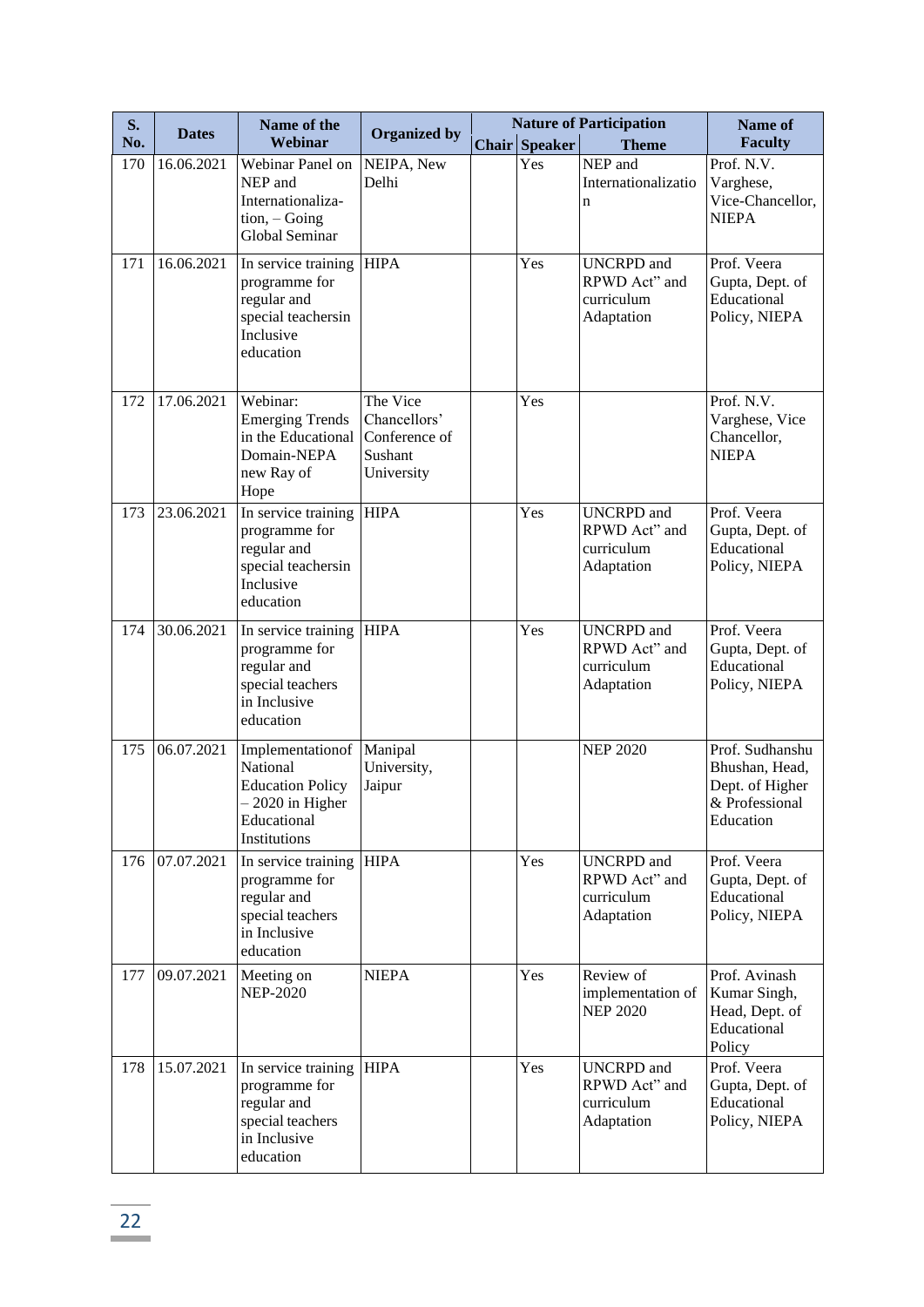| S. No. | Dates | Name of the Webinar | Organized by | Nature of Participation | | | Name of Faculty |
|---|---|---|---|---|---|---|---|
| | | | | Chair | Speaker | Theme | |
| 170 | 16.06.2021 | Webinar Panel on NEP and Internationaliza-tion, – Going Global Seminar | NEIPA, New Delhi | | Yes | NEP and Internationalizatio n | Prof. N.V. Varghese, Vice-Chancellor, NIEPA |
| 171 | 16.06.2021 | In service training programme for regular and special teachersin Inclusive education | HIPA | | Yes | UNCRPD and RPWD Act" and curriculum Adaptation | Prof. Veera Gupta, Dept. of Educational Policy, NIEPA |
| 172 | 17.06.2021 | Webinar: Emerging Trends in the Educational Domain-NEPA new Ray of Hope | The Vice Chancellors' Conference of Sushant University | | Yes | | Prof. N.V. Varghese, Vice Chancellor, NIEPA |
| 173 | 23.06.2021 | In service training programme for regular and special teachersin Inclusive education | HIPA | | Yes | UNCRPD and RPWD Act" and curriculum Adaptation | Prof. Veera Gupta, Dept. of Educational Policy, NIEPA |
| 174 | 30.06.2021 | In service training programme for regular and special teachers in Inclusive education | HIPA | | Yes | UNCRPD and RPWD Act" and curriculum Adaptation | Prof. Veera Gupta, Dept. of Educational Policy, NIEPA |
| 175 | 06.07.2021 | Implementationof National Education Policy – 2020 in Higher Educational Institutions | Manipal University, Jaipur | | | NEP 2020 | Prof. Sudhanshu Bhushan, Head, Dept. of Higher & Professional Education |
| 176 | 07.07.2021 | In service training programme for regular and special teachers in Inclusive education | HIPA | | Yes | UNCRPD and RPWD Act" and curriculum Adaptation | Prof. Veera Gupta, Dept. of Educational Policy, NIEPA |
| 177 | 09.07.2021 | Meeting on NEP-2020 | NIEPA | | Yes | Review of implementation of NEP 2020 | Prof. Avinash Kumar Singh, Head, Dept. of Educational Policy |
| 178 | 15.07.2021 | In service training programme for regular and special teachers in Inclusive education | HIPA | | Yes | UNCRPD and RPWD Act" and curriculum Adaptation | Prof. Veera Gupta, Dept. of Educational Policy, NIEPA |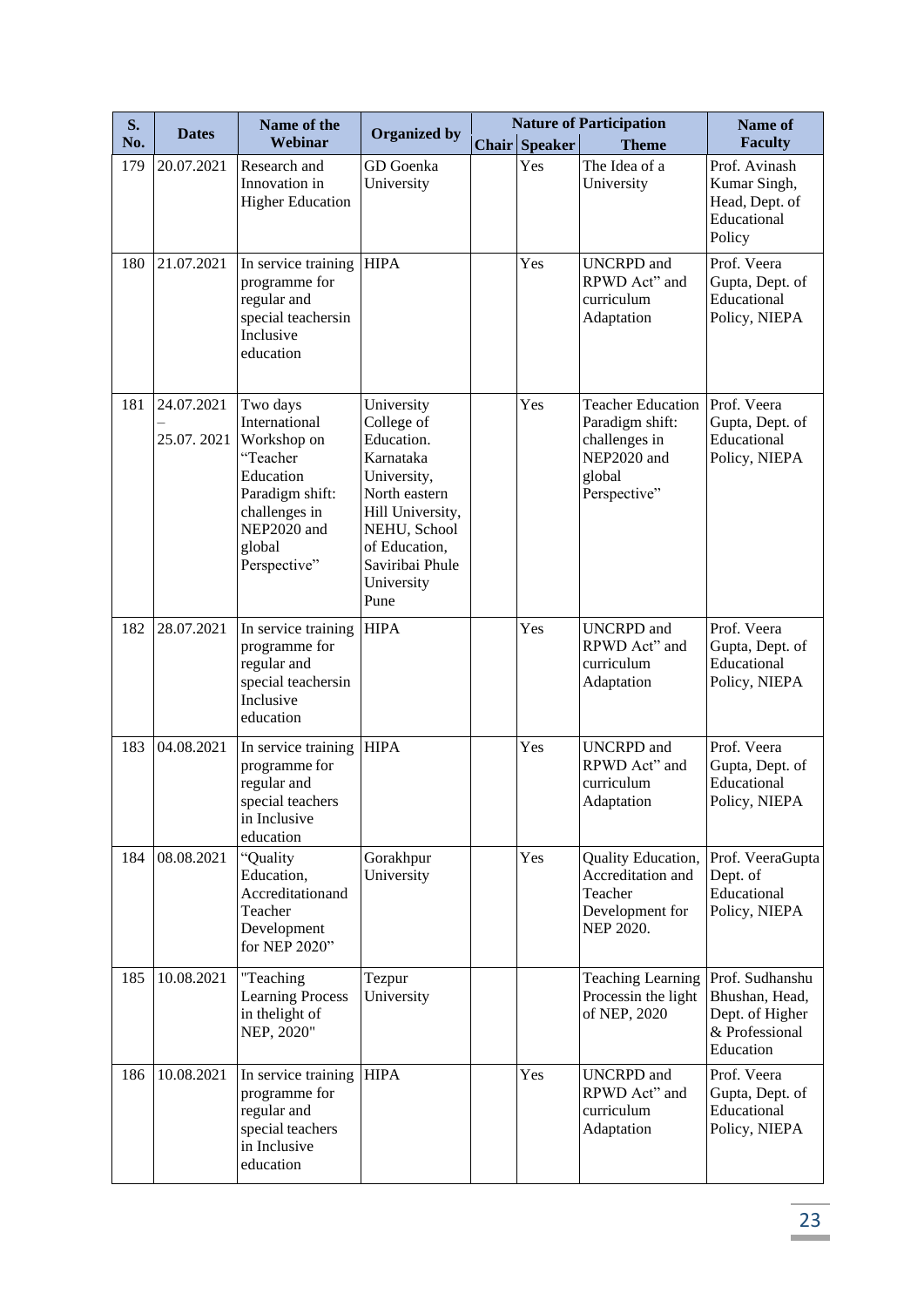| S. No. | Dates | Name of the Webinar | Organized by | Nature of Participation | | | Name of Faculty |
|---|---|---|---|---|---|---|---|
| | | | | Chair | Speaker | Theme | |
| 179 | 20.07.2021 | Research and Innovation in Higher Education | GD Goenka University | | Yes | The Idea of a University | Prof. Avinash Kumar Singh, Head, Dept. of Educational Policy |
| 180 | 21.07.2021 | In service training programme for regular and special teachersin Inclusive education | HIPA | | Yes | UNCRPD and RPWD Act" and curriculum Adaptation | Prof. Veera Gupta, Dept. of Educational Policy, NIEPA |
| 181 | 24.07.2021 – 25.07. 2021 | Two days International Workshop on "Teacher Education Paradigm shift: challenges in NEP2020 and global Perspective" | University College of Education. Karnataka University, North eastern Hill University, NEHU, School of Education, Saviribai Phule University Pune | | Yes | Teacher Education Paradigm shift: challenges in NEP2020 and global Perspective" | Prof. Veera Gupta, Dept. of Educational Policy, NIEPA |
| 182 | 28.07.2021 | In service training programme for regular and special teachersin Inclusive education | HIPA | | Yes | UNCRPD and RPWD Act" and curriculum Adaptation | Prof. Veera Gupta, Dept. of Educational Policy, NIEPA |
| 183 | 04.08.2021 | In service training programme for regular and special teachers in Inclusive education | HIPA | | Yes | UNCRPD and RPWD Act" and curriculum Adaptation | Prof. Veera Gupta, Dept. of Educational Policy, NIEPA |
| 184 | 08.08.2021 | "Quality Education, Accreditationand Teacher Development for NEP 2020" | Gorakhpur University | | Yes | Quality Education, Accreditation and Teacher Development for NEP 2020. | Prof. VeeraGupta Dept. of Educational Policy, NIEPA |
| 185 | 10.08.2021 | "Teaching Learning Process in thelight of NEP, 2020" | Tezpur University | | | Teaching Learning Processin the light of NEP, 2020 | Prof. Sudhanshu Bhushan, Head, Dept. of Higher & Professional Education |
| 186 | 10.08.2021 | In service training programme for regular and special teachers in Inclusive education | HIPA | | Yes | UNCRPD and RPWD Act" and curriculum Adaptation | Prof. Veera Gupta, Dept. of Educational Policy, NIEPA |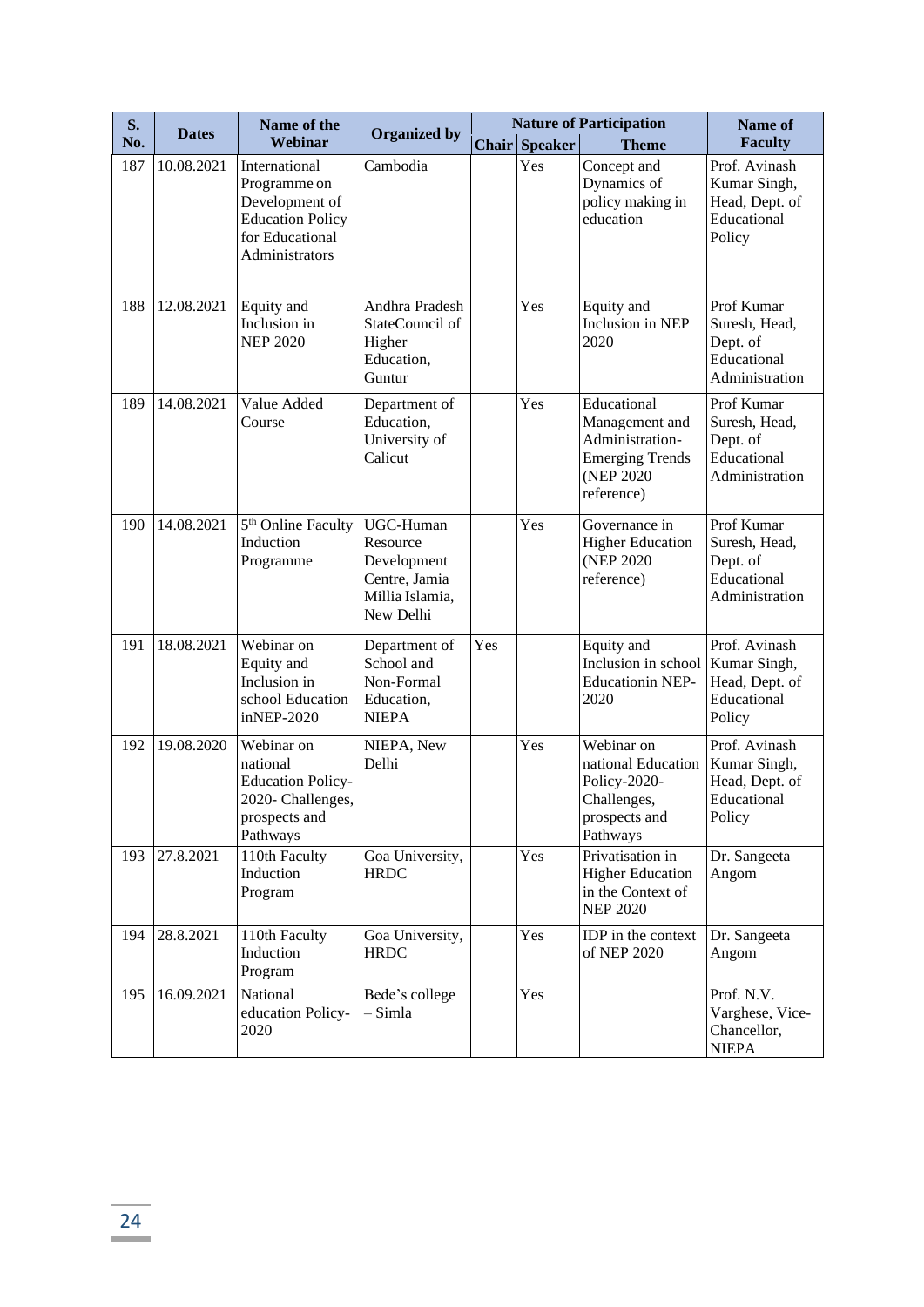| S. No. | Dates | Name of the Webinar | Organized by | Nature of Participation | | | Name of Faculty |
|---|---|---|---|---|---|---|---|
| | | | | Chair | Speaker | Theme | |
| 187 | 10.08.2021 | International Programme on Development of Education Policy for Educational Administrators | Cambodia | | Yes | Concept and Dynamics of policy making in education | Prof. Avinash Kumar Singh, Head, Dept. of Educational Policy |
| 188 | 12.08.2021 | Equity and Inclusion in NEP 2020 | Andhra Pradesh StateCouncil of Higher Education, Guntur | | Yes | Equity and Inclusion in NEP 2020 | Prof Kumar Suresh, Head, Dept. of Educational Administration |
| 189 | 14.08.2021 | Value Added Course | Department of Education, University of Calicut | | Yes | Educational Management and Administration-Emerging Trends (NEP 2020 reference) | Prof Kumar Suresh, Head, Dept. of Educational Administration |
| 190 | 14.08.2021 | 5th Online Faculty Induction Programme | UGC-Human Resource Development Centre, Jamia Millia Islamia, New Delhi | | Yes | Governance in Higher Education (NEP 2020 reference) | Prof Kumar Suresh, Head, Dept. of Educational Administration |
| 191 | 18.08.2021 | Webinar on Equity and Inclusion in school education inNEP-2020 | Department of School and Non-Formal Education, NIEPA | Yes | | Equity and Inclusion in school Educationin NEP-2020 | Prof. Avinash Kumar Singh, Head, Dept. of Educational Policy |
| 192 | 19.08.2020 | Webinar on national Education Policy-2020- Challenges, prospects and Pathways | NIEPA, New Delhi | | Yes | Webinar on national Education Policy-2020-Challenges, prospects and Pathways | Prof. Avinash Kumar Singh, Head, Dept. of Educational Policy |
| 193 | 27.8.2021 | 110th Faculty Induction Program | Goa University, HRDC | | Yes | Privatisation in Higher Education in the Context of NEP 2020 | Dr. Sangeeta Angom |
| 194 | 28.8.2021 | 110th Faculty Induction Program | Goa University, HRDC | | Yes | IDP in the context of NEP 2020 | Dr. Sangeeta Angom |
| 195 | 16.09.2021 | National education Policy-2020 | Bede's college – Simla | | Yes | | Prof. N.V. Varghese, Vice-Chancellor, NIEPA |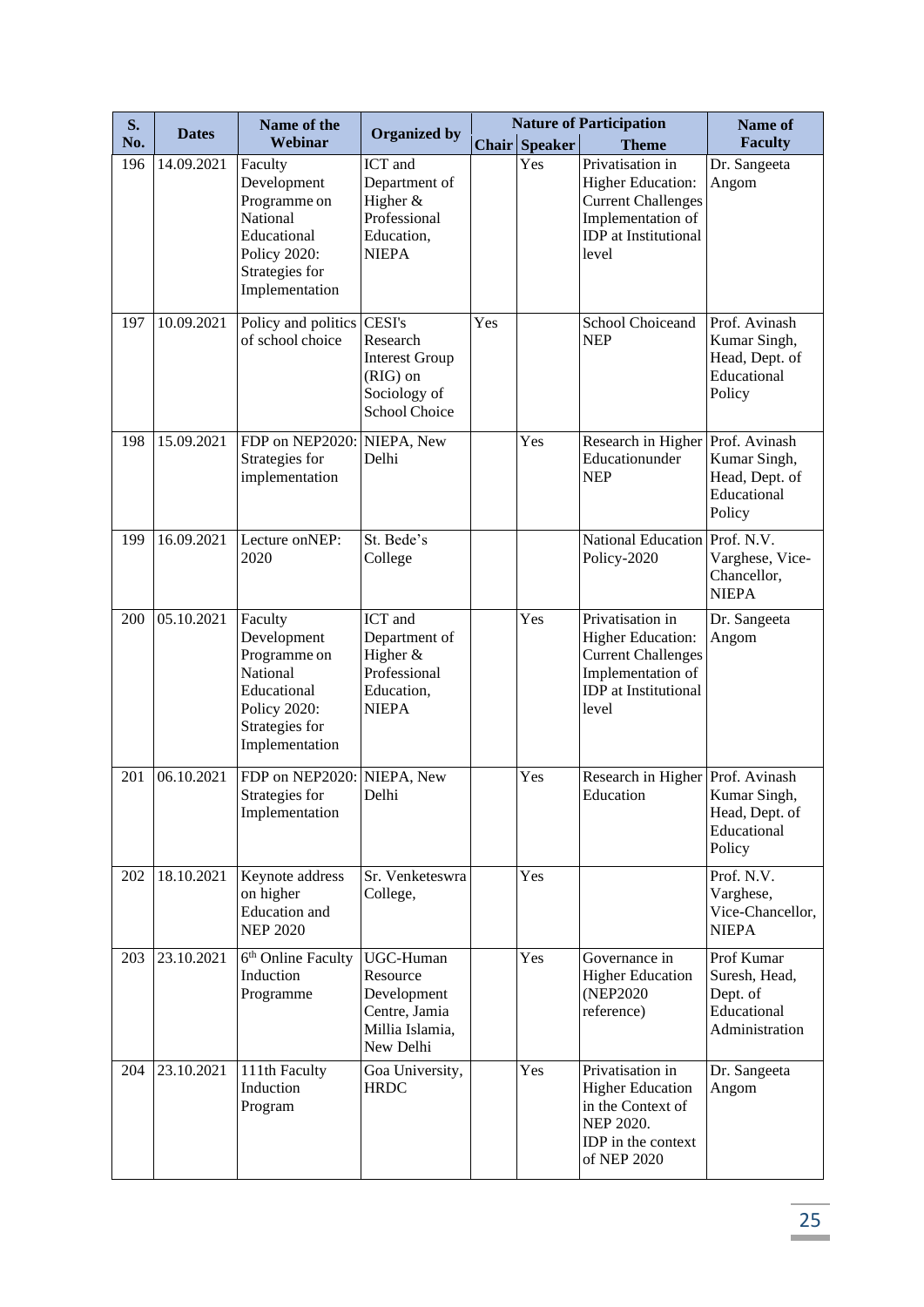| S. No. | Dates | Name of the Webinar | Organized by | Nature of Participation | | | Name of Faculty |
|---|---|---|---|---|---|---|---|
| | | | | Chair | Speaker | Theme | |
| 196 | 14.09.2021 | Faculty Development Programme on National Educational Policy 2020: Strategies for Implementation | ICT and Department of Higher & Professional Education, NIEPA | | Yes | Privatisation in Higher Education: Current Challenges Implementation of IDP at Institutional level | Dr. Sangeeta Angom |
| 197 | 10.09.2021 | Policy and politics of school choice | CESI's Research Interest Group (RIG) on Sociology of School Choice | Yes | | School Choiceand NEP | Prof. Avinash Kumar Singh, Head, Dept. of Educational Policy |
| 198 | 15.09.2021 | FDP on NEP2020: Strategies for implementation | NIEPA, New Delhi | | Yes | Research in Higher Educationunder NEP | Prof. Avinash Kumar Singh, Head, Dept. of Educational Policy |
| 199 | 16.09.2021 | Lecture onNEP: 2020 | St. Bede's College | | | National Education Policy-2020 | Prof. N.V. Varghese, Vice-Chancellor, NIEPA |
| 200 | 05.10.2021 | Faculty Development Programme on National Educational Policy 2020: Strategies for Implementation | ICT and Department of Higher & Professional Education, NIEPA | | Yes | Privatisation in Higher Education: Current Challenges Implementation of IDP at Institutional level | Dr. Sangeeta Angom |
| 201 | 06.10.2021 | FDP on NEP2020: Strategies for Implementation | NIEPA, New Delhi | | Yes | Research in Higher Education | Prof. Avinash Kumar Singh, Head, Dept. of Educational Policy |
| 202 | 18.10.2021 | Keynote address on higher Education and NEP 2020 | Sr. Venketeswra College, | | Yes | | Prof. N.V. Varghese, Vice-Chancellor, NIEPA |
| 203 | 23.10.2021 | 6th Online Faculty Induction Programme | UGC-Human Resource Development Centre, Jamia Millia Islamia, New Delhi | | Yes | Governance in Higher Education (NEP2020 reference) | Prof Kumar Suresh, Head, Dept. of Educational Administration |
| 204 | 23.10.2021 | 111th Faculty Induction Program | Goa University, HRDC | | Yes | Privatisation in Higher Education in the Context of NEP 2020. IDP in the context of NEP 2020 | Dr. Sangeeta Angom |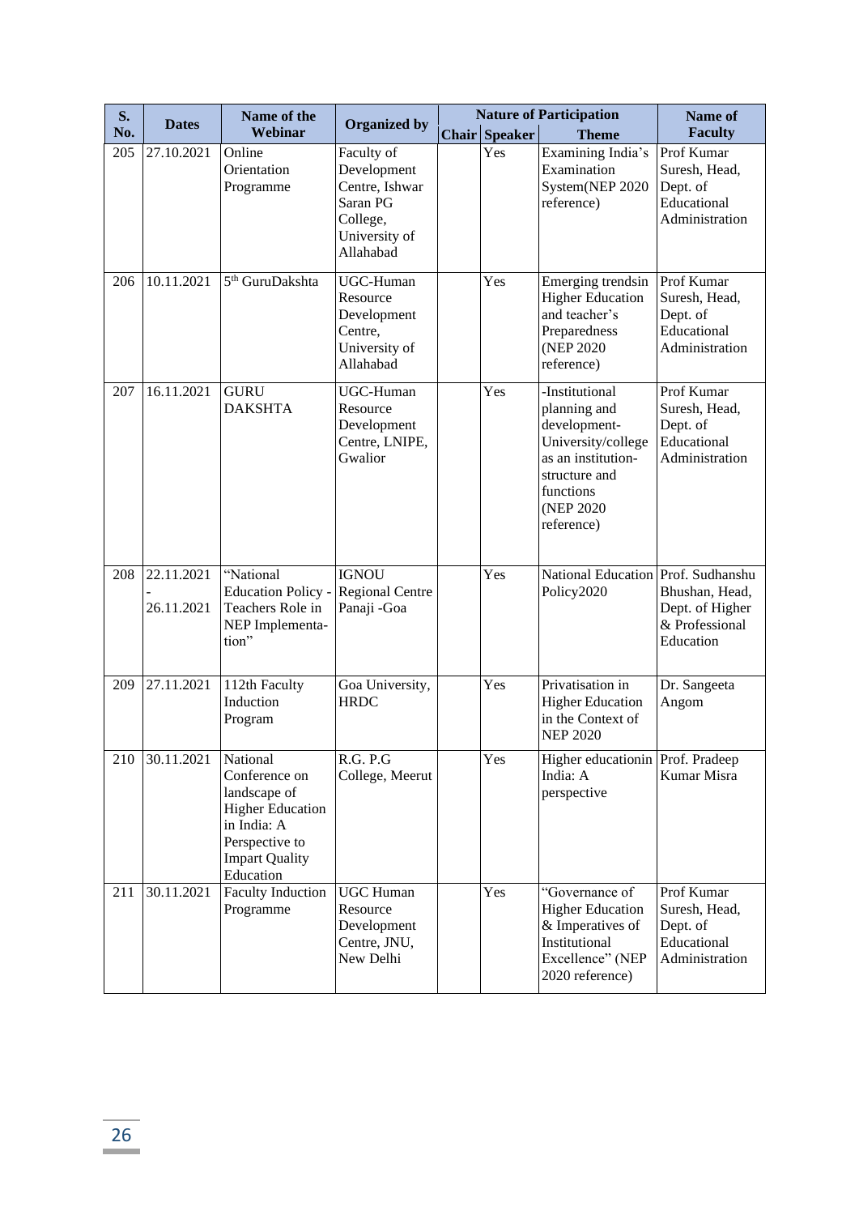| S. No. | Dates | Name of the Webinar | Organized by | Nature of Participation | | | Name of Faculty |
|---|---|---|---|---|---|---|---|
| | | | | Chair | Speaker | Theme | |
| 205 | 27.10.2021 | Online Orientation Programme | Faculty of Development Centre, Ishwar Saran PG College, University of Allahabad | | Yes | Examining India's Examination System(NEP 2020 reference) | Prof Kumar Suresh, Head, Dept. of Educational Administration |
| 206 | 10.11.2021 | 5th GuruDakshta | UGC-Human Resource Development Centre, University of Allahabad | | Yes | Emerging trendsin Higher Education and teacher's Preparedness (NEP 2020 reference) | Prof Kumar Suresh, Head, Dept. of Educational Administration |
| 207 | 16.11.2021 | GURU DAKSHTA | UGC-Human Resource Development Centre, LNIPE, Gwalior | | Yes | -Institutional planning and development- University/college as an institution- structure and functions (NEP 2020 reference) | Prof Kumar Suresh, Head, Dept. of Educational Administration |
| 208 | 22.11.2021 - 26.11.2021 | "National Education Policy - Teachers Role in NEP Implementa-tion" | IGNOU Regional Centre Panaji -Goa | | Yes | National Education Policy2020 | Prof. Sudhanshu Bhushan, Head, Dept. of Higher & Professional Education |
| 209 | 27.11.2021 | 112th Faculty Induction Program | Goa University, HRDC | | Yes | Privatisation in Higher Education in the Context of NEP 2020 | Dr. Sangeeta Angom |
| 210 | 30.11.2021 | National Conference on landscape of Higher Education in India: A Perspective to Impart Quality Education | R.G. P.G College, Meerut | | Yes | Higher educationin India: A perspective | Prof. Pradeep Kumar Misra |
| 211 | 30.11.2021 | Faculty Induction Programme | UGC Human Resource Development Centre, JNU, New Delhi | | Yes | "Governance of Higher Education & Imperatives of Institutional Excellence" (NEP 2020 reference) | Prof Kumar Suresh, Head, Dept. of Educational Administration |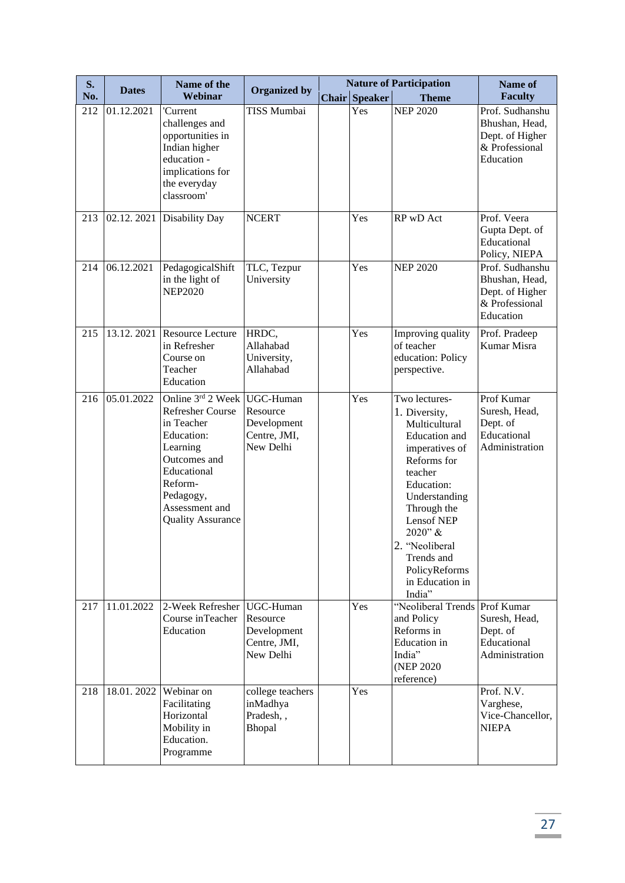| S. No. | Dates | Name of the Webinar | Organized by | Nature of Participation | | | Name of Faculty |
|---|---|---|---|---|---|---|---|
| | | | | Chair | Speaker | Theme | |
| 212 | 01.12.2021 | 'Current challenges and opportunities in Indian higher education - implications for the everyday classroom' | TISS Mumbai | | Yes | NEP 2020 | Prof. Sudhanshu Bhushan, Head, Dept. of Higher & Professional Education |
| 213 | 02.12. 2021 | Disability Day | NCERT | | Yes | RP wD Act | Prof. Veera Gupta Dept. of Educational Policy, NIEPA |
| 214 | 06.12.2021 | PedagogicalShift in the light of NEP2020 | TLC, Tezpur University | | Yes | NEP 2020 | Prof. Sudhanshu Bhushan, Head, Dept. of Higher & Professional Education |
| 215 | 13.12. 2021 | Resource Lecture in Refresher Course on Teacher Education | HRDC, Allahabad University, Allahabad | | Yes | Improving quality of teacher education: Policy perspective. | Prof. Pradeep Kumar Misra |
| 216 | 05.01.2022 | Online 3rd 2 Week Refresher Course in Teacher Education: Learning Outcomes and Educational Reform-Pedagogy, Assessment and Quality Assurance | UGC-Human Resource Development Centre, JMI, New Delhi | | Yes | Two lectures- 1. Diversity, Multicultural Education and imperatives of Reforms for teacher Education: Understanding Through the Lensof NEP 2020" & 2. "Neoliberal Trends and PolicyReforms in Education in India" | Prof Kumar Suresh, Head, Dept. of Educational Administration |
| 217 | 11.01.2022 | 2-Week Refresher Course inTeacher Education | UGC-Human Resource Development Centre, JMI, New Delhi | | Yes | "Neoliberal Trends and Policy Reforms in Education in India" (NEP 2020 reference) | Prof Kumar Suresh, Head, Dept. of Educational Administration |
| 218 | 18.01. 2022 | Webinar on Facilitating Horizontal Mobility in Education. Programme | college teachers inMadhya Pradesh, , Bhopal | | Yes | | Prof. N.V. Varghese, Vice-Chancellor, NIEPA |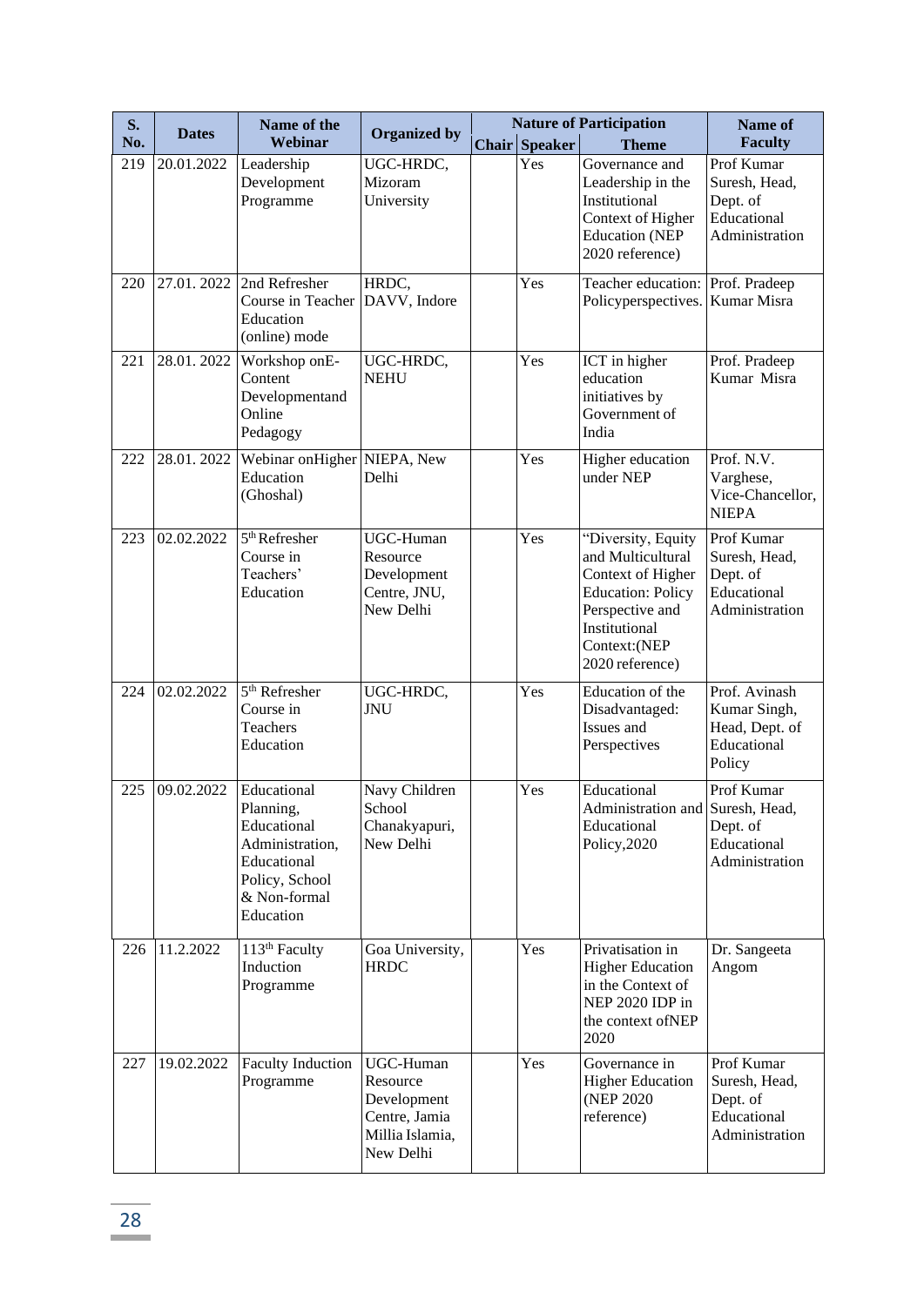| S. No. | Dates | Name of the Webinar | Organized by | Nature of Participation | | | Name of Faculty |
|---|---|---|---|---|---|---|---|
| | | | | Chair | Speaker | Theme | |
| 219 | 20.01.2022 | Leadership Development Programme | UGC-HRDC, Mizoram University | | Yes | Governance and Leadership in the Institutional Context of Higher Education (NEP 2020 reference) | Prof Kumar Suresh, Head, Dept. of Educational Administration |
| 220 | 27.01. 2022 | 2nd Refresher Course in Teacher Education (online) mode | HRDC, DAVV, Indore | | Yes | Teacher education: Policyperspectives. | Prof. Pradeep Kumar Misra |
| 221 | 28.01. 2022 | Workshop onE-Content Developmentand Online Pedagogy | UGC-HRDC, NEHU | | Yes | ICT in higher education initiatives by Government of India | Prof. Pradeep Kumar Misra |
| 222 | 28.01. 2022 | Webinar onHigher Education (Ghoshal) | NIEPA, New Delhi | | Yes | Higher education under NEP | Prof. N.V. Varghese, Vice-Chancellor, NIEPA |
| 223 | 02.02.2022 | 5th Refresher Course in Teachers' Education | UGC-Human Resource Development Centre, JNU, New Delhi | | Yes | "Diversity, Equity and Multicultural Context of Higher Education: Policy Perspective and Institutional Context:(NEP 2020 reference) | Prof Kumar Suresh, Head, Dept. of Educational Administration |
| 224 | 02.02.2022 | 5th Refresher Course in Teachers Education | UGC-HRDC, JNU | | Yes | Education of the Disadvantaged: Issues and Perspectives | Prof. Avinash Kumar Singh, Head, Dept. of Educational Policy |
| 225 | 09.02.2022 | Educational Planning, Educational Administration, Educational Policy, School & Non-formal Education | Navy Children School Chanakyapuri, New Delhi | | Yes | Educational Administration and Educational Policy,2020 | Prof Kumar Suresh, Head, Dept. of Educational Administration |
| 226 | 11.2.2022 | 113th Faculty Induction Programme | Goa University, HRDC | | Yes | Privatisation in Higher Education in the Context of NEP 2020 IDP in the context ofNEP 2020 | Dr. Sangeeta Angom |
| 227 | 19.02.2022 | Faculty Induction Programme | UGC-Human Resource Development Centre, Jamia Millia Islamia, New Delhi | | Yes | Governance in Higher Education (NEP 2020 reference) | Prof Kumar Suresh, Head, Dept. of Educational Administration |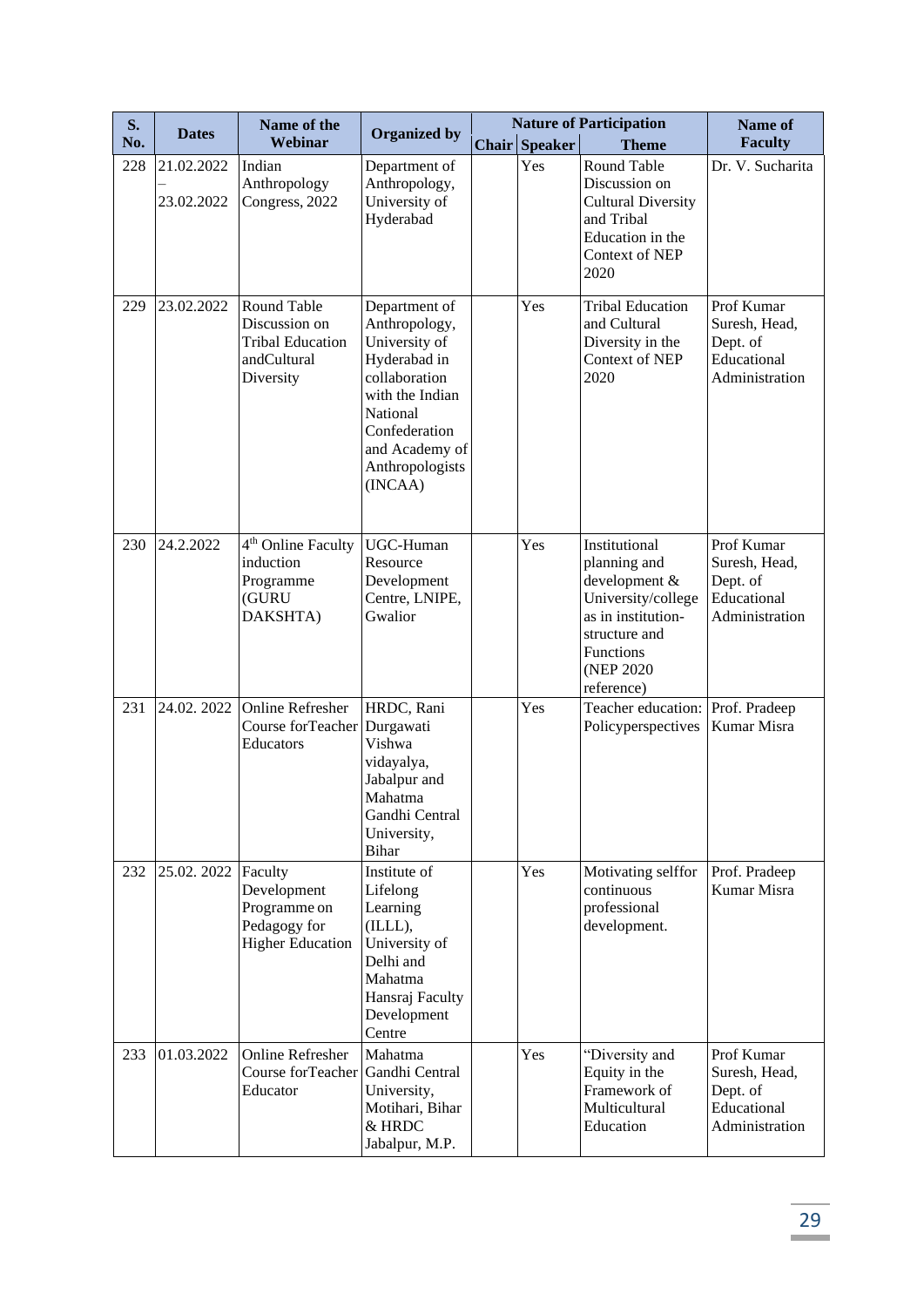| S. No. | Dates | Name of the Webinar | Organized by | Nature of Participation | | | Name of Faculty |
|---|---|---|---|---|---|---|---|
| | | | | Chair | Speaker | Theme | |
| 228 | 21.02.2022 – 23.02.2022 | Indian Anthropology Congress, 2022 | Department of Anthropology, University of Hyderabad | | Yes | Round Table Discussion on Cultural Diversity and Tribal Education in the Context of NEP 2020 | Dr. V. Sucharita |
| 229 | 23.02.2022 | Round Table Discussion on Tribal Education andCultural Diversity | Department of Anthropology, University of Hyderabad in collaboration with the Indian National Confederation and Academy of Anthropologists (INCAA) | | Yes | Tribal Education and Cultural Diversity in the Context of NEP 2020 | Prof Kumar Suresh, Head, Dept. of Educational Administration |
| 230 | 24.2.2022 | 4th Online Faculty induction Programme (GURU DAKSHTA) | UGC-Human Resource Development Centre, LNIPE, Gwalior | | Yes | Institutional planning and development & University/college as in institution-structure and Functions (NEP 2020 reference) | Prof Kumar Suresh, Head, Dept. of Educational Administration |
| 231 | 24.02. 2022 | Online Refresher Course forTeacher Educators | HRDC, Rani Durgawati Vishwa vidayalya, Jabalpur and Mahatma Gandhi Central University, Bihar | | Yes | Teacher education: Policyperspectives | Prof. Pradeep Kumar Misra |
| 232 | 25.02. 2022 | Faculty Development Programme on Pedagogy for Higher Education | Institute of Lifelong Learning (ILLL), University of Delhi and Mahatma Hansraj Faculty Development Centre | | Yes | Motivating selffor continuous professional development. | Prof. Pradeep Kumar Misra |
| 233 | 01.03.2022 | Online Refresher Course forTeacher Educator | Mahatma Gandhi Central University, Motihari, Bihar & HRDC Jabalpur, M.P. | | Yes | “Diversity and Equity in the Framework of Multicultural Education | Prof Kumar Suresh, Head, Dept. of Educational Administration |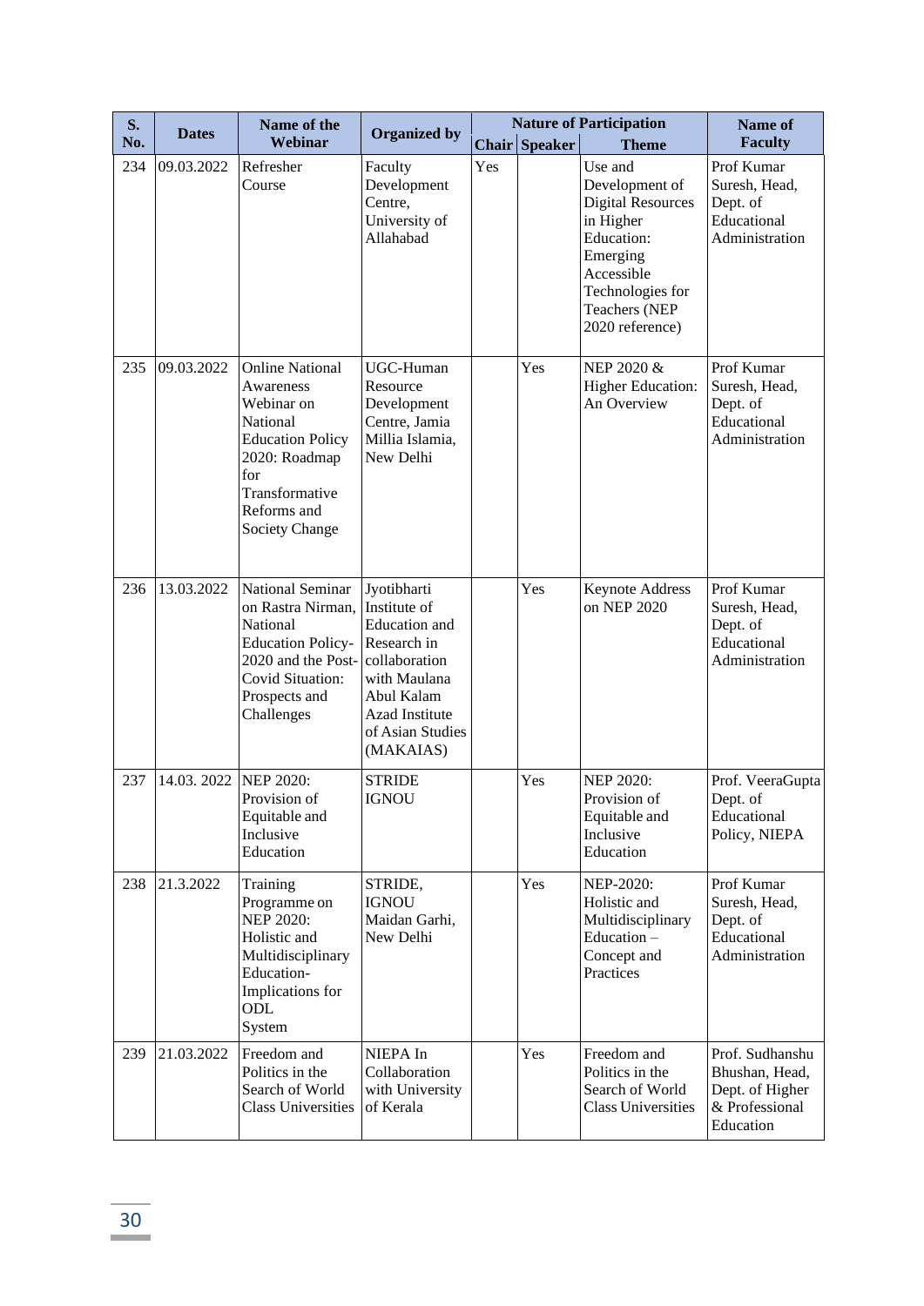| S. No. | Dates | Name of the Webinar | Organized by | Nature of Participation | | | Name of Faculty |
|---|---|---|---|---|---|---|---|
| | | | | Chair | Speaker | Theme | |
| 234 | 09.03.2022 | Refresher Course | Faculty Development Centre, University of Allahabad | Yes | | Use and Development of Digital Resources in Higher Education: Emerging Accessible Technologies for Teachers (NEP 2020 reference) | Prof Kumar Suresh, Head, Dept. of Educational Administration |
| 235 | 09.03.2022 | Online National Awareness Webinar on National Education Policy 2020: Roadmap for Transformative Reforms and Society Change | UGC-Human Resource Development Centre, Jamia Millia Islamia, New Delhi | | Yes | NEP 2020 & Higher Education: An Overview | Prof Kumar Suresh, Head, Dept. of Educational Administration |
| 236 | 13.03.2022 | National Seminar on Rastra Nirman, National Education Policy-2020 and the Post-Covid Situation: Prospects and Challenges | Jyotibharti Institute of Education and Research in collaboration with Maulana Abul Kalam Azad Institute of Asian Studies (MAKAIAS) | | Yes | Keynote Address on NEP 2020 | Prof Kumar Suresh, Head, Dept. of Educational Administration |
| 237 | 14.03. 2022 | NEP 2020: Provision of Equitable and Inclusive Education | STRIDE IGNOU | | Yes | NEP 2020: Provision of Equitable and Inclusive Education | Prof. VeeraGupta Dept. of Educational Policy, NIEPA |
| 238 | 21.3.2022 | Training Programme on NEP 2020: Holistic and Multidisciplinary Education- Implications for ODL System | STRIDE, IGNOU Maidan Garhi, New Delhi | | Yes | NEP-2020: Holistic and Multidisciplinary Education – Concept and Practices | Prof Kumar Suresh, Head, Dept. of Educational Administration |
| 239 | 21.03.2022 | Freedom and Politics in the Search of World Class Universities | NIEPA In Collaboration with University of Kerala | | Yes | Freedom and Politics in the Search of World Class Universities | Prof. Sudhanshu Bhushan, Head, Dept. of Higher & Professional Education |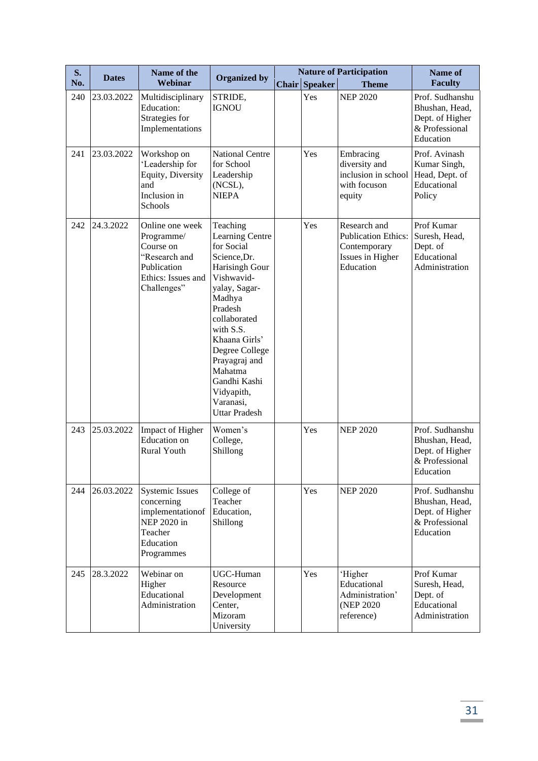| S. No. | Dates | Name of the Webinar | Organized by | Nature of Participation | | | Name of Faculty |
|---|---|---|---|---|---|---|---|
| | | | | Chair | Speaker | Theme | |
| 240 | 23.03.2022 | Multidisciplinary Education: Strategies for Implementations | STRIDE, IGNOU | | Yes | NEP 2020 | Prof. Sudhanshu Bhushan, Head, Dept. of Higher & Professional Education |
| 241 | 23.03.2022 | Workshop on 'Leadership for Equity, Diversity and Inclusion in Schools | National Centre for School Leadership (NCSL), NIEPA | | Yes | Embracing diversity and inclusion in school with focuson equity | Prof. Avinash Kumar Singh, Head, Dept. of Educational Policy |
| 242 | 24.3.2022 | Online one week Programme/ Course on "Research and Publication Ethics: Issues and Challenges" | Teaching Learning Centre for Social Science,Dr. Harisingh Gour Vishwavid-yalay, Sagar-Madhya Pradesh collaborated with S.S. Khaana Girls' Degree College Prayagraj and Mahatma Gandhi Kashi Vidyapith, Varanasi, Uttar Pradesh | | Yes | Research and Publication Ethics: Contemporary Issues in Higher Education | Prof Kumar Suresh, Head, Dept. of Educational Administration |
| 243 | 25.03.2022 | Impact of Higher Education on Rural Youth | Women's College, Shillong | | Yes | NEP 2020 | Prof. Sudhanshu Bhushan, Head, Dept. of Higher & Professional Education |
| 244 | 26.03.2022 | Systemic Issues concerning implementationof NEP 2020 in Teacher Education Programmes | College of Teacher Education, Shillong | | Yes | NEP 2020 | Prof. Sudhanshu Bhushan, Head, Dept. of Higher & Professional Education |
| 245 | 28.3.2022 | Webinar on Higher Educational Administration | UGC-Human Resource Development Center, Mizoram University | | Yes | 'Higher Educational Administration' (NEP 2020 reference) | Prof Kumar Suresh, Head, Dept. of Educational Administration |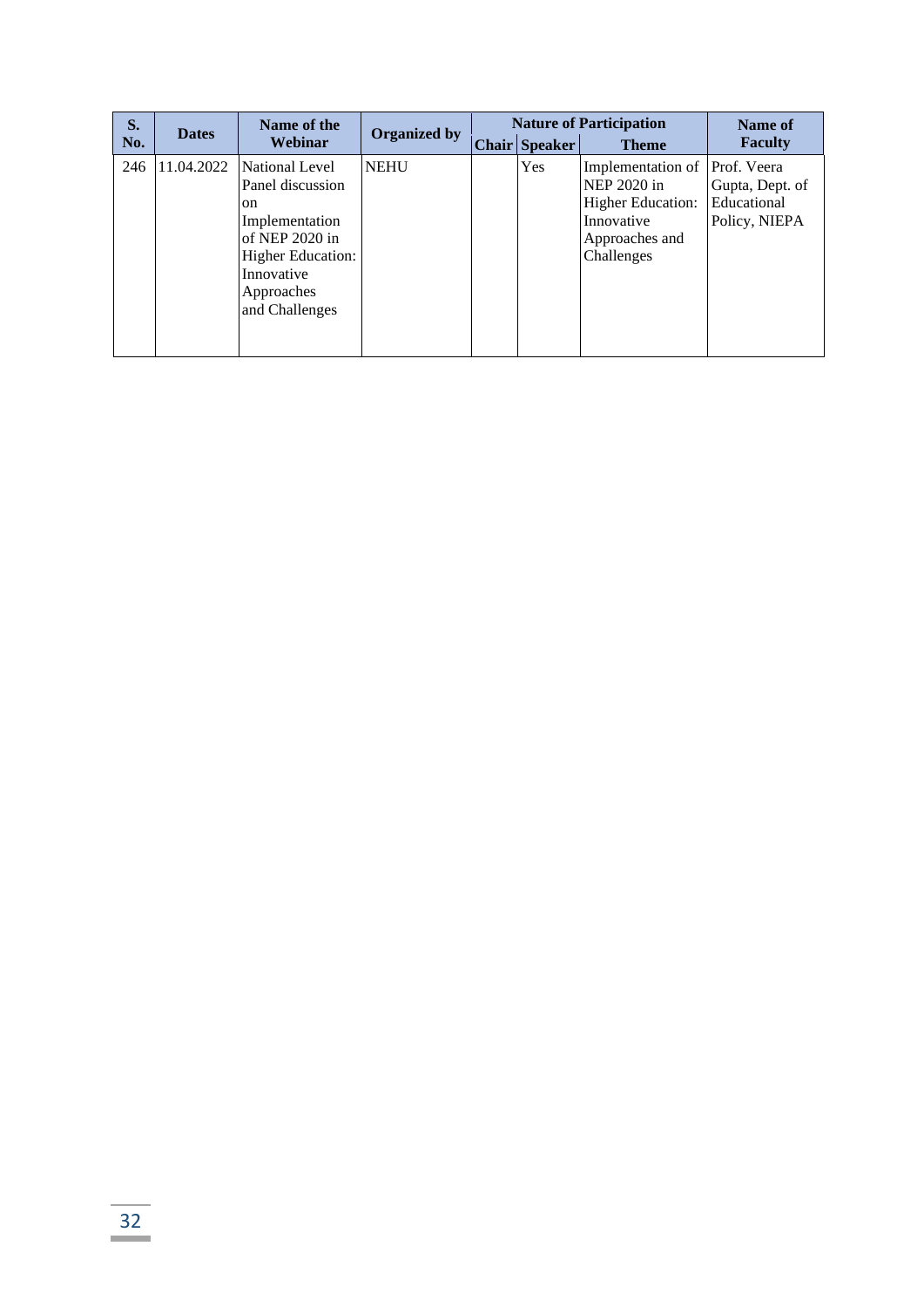| S. No. | Dates | Name of the Webinar | Organized by | Nature of Participation | | | Name of Faculty |
|---|---|---|---|---|---|---|---|
| | | | | Chair | Speaker | Theme | |
| 246 | 11.04.2022 | National Level Panel discussion on Implementation of NEP 2020 in Higher Education: Innovative Approaches and Challenges | NEHU | | Yes | Implementation of NEP 2020 in Higher Education: Innovative Approaches and Challenges | Prof. Veera Gupta, Dept. of Educational Policy, NIEPA |